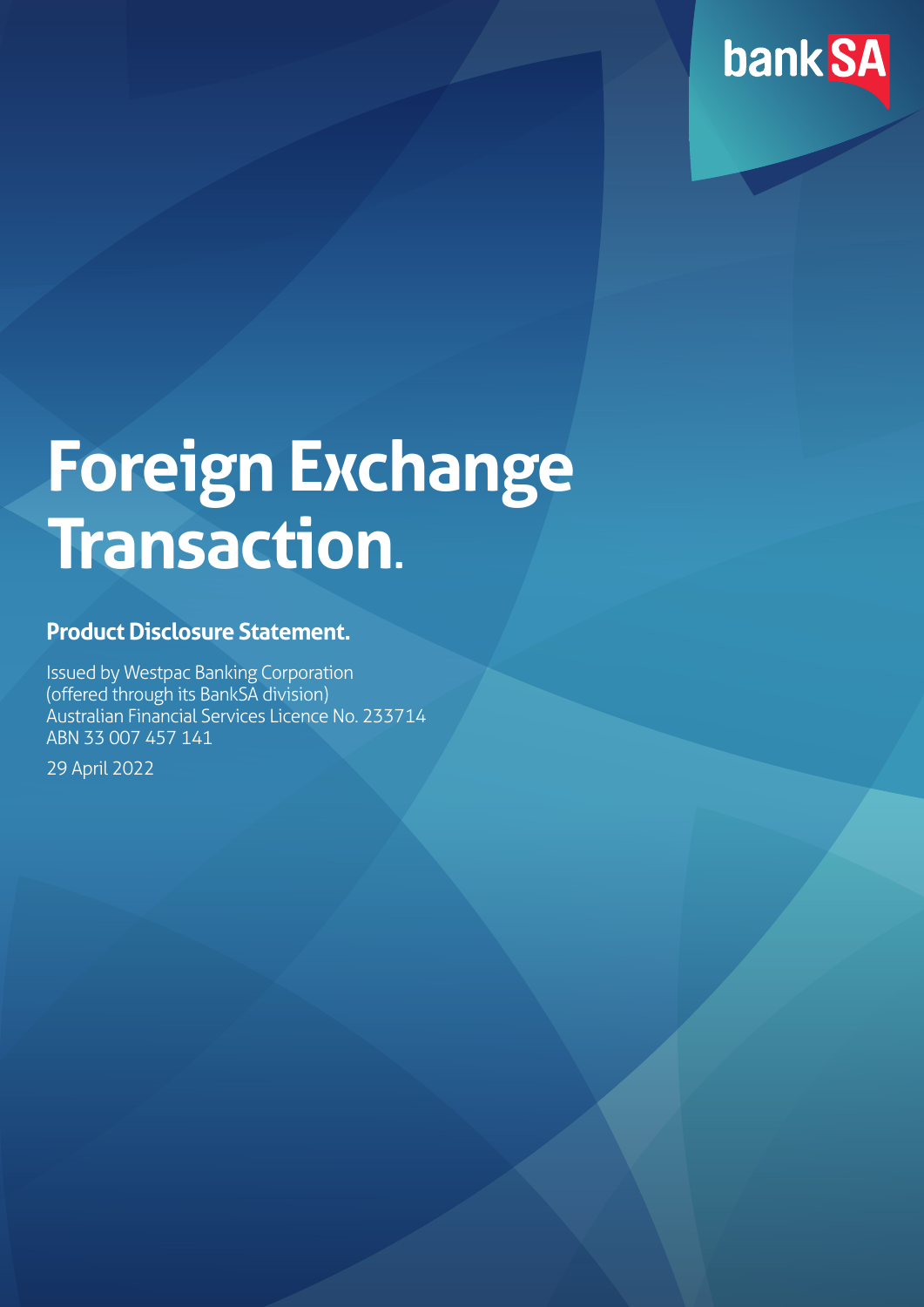bank SA

# Foreign Exchange Transaction.

## Product Disclosure Statement.

Issued by Westpac Banking Corporation
(offered through its BankSA division)
Australian Financial Services Licence No. 233714
ABN 33 007 457 141

29 April 2022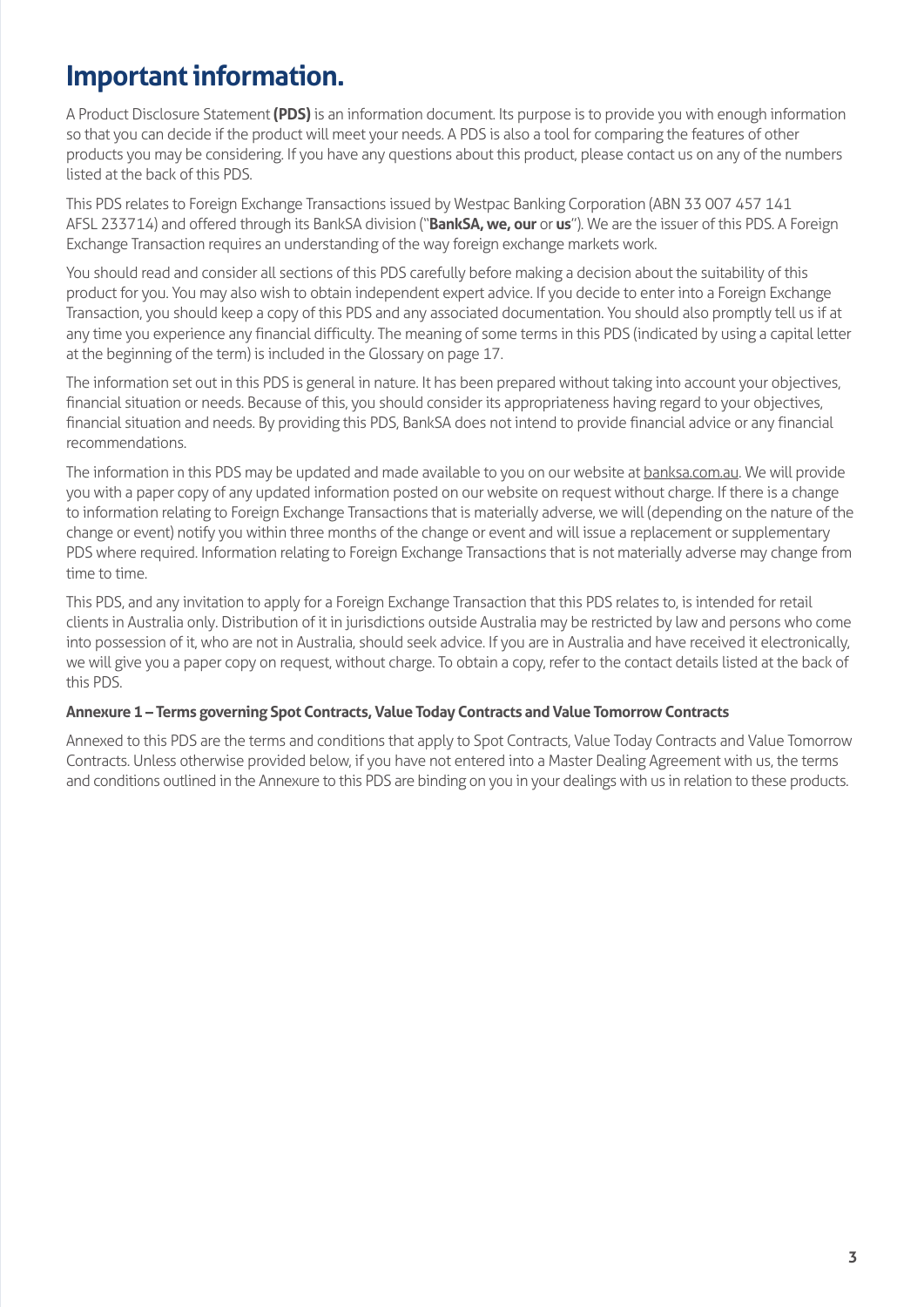# Important information.

A Product Disclosure Statement **(PDS)** is an information document. Its purpose is to provide you with enough information so that you can decide if the product will meet your needs. A PDS is also a tool for comparing the features of other products you may be considering. If you have any questions about this product, please contact us on any of the numbers listed at the back of this PDS.

This PDS relates to Foreign Exchange Transactions issued by Westpac Banking Corporation (ABN 33 007 457 141 AFSL 233714) and offered through its BankSA division ("**BankSA, we, our** or **us**"). We are the issuer of this PDS. A Foreign Exchange Transaction requires an understanding of the way foreign exchange markets work.

You should read and consider all sections of this PDS carefully before making a decision about the suitability of this product for you. You may also wish to obtain independent expert advice. If you decide to enter into a Foreign Exchange Transaction, you should keep a copy of this PDS and any associated documentation. You should also promptly tell us if at any time you experience any financial difficulty. The meaning of some terms in this PDS (indicated by using a capital letter at the beginning of the term) is included in the Glossary on page 17.

The information set out in this PDS is general in nature. It has been prepared without taking into account your objectives, financial situation or needs. Because of this, you should consider its appropriateness having regard to your objectives, financial situation and needs. By providing this PDS, BankSA does not intend to provide financial advice or any financial recommendations.

The information in this PDS may be updated and made available to you on our website at banksa.com.au. We will provide you with a paper copy of any updated information posted on our website on request without charge. If there is a change to information relating to Foreign Exchange Transactions that is materially adverse, we will (depending on the nature of the change or event) notify you within three months of the change or event and will issue a replacement or supplementary PDS where required. Information relating to Foreign Exchange Transactions that is not materially adverse may change from time to time.

This PDS, and any invitation to apply for a Foreign Exchange Transaction that this PDS relates to, is intended for retail clients in Australia only. Distribution of it in jurisdictions outside Australia may be restricted by law and persons who come into possession of it, who are not in Australia, should seek advice. If you are in Australia and have received it electronically, we will give you a paper copy on request, without charge. To obtain a copy, refer to the contact details listed at the back of this PDS.

**Annexure 1 – Terms governing Spot Contracts, Value Today Contracts and Value Tomorrow Contracts**

Annexed to this PDS are the terms and conditions that apply to Spot Contracts, Value Today Contracts and Value Tomorrow Contracts. Unless otherwise provided below, if you have not entered into a Master Dealing Agreement with us, the terms and conditions outlined in the Annexure to this PDS are binding on you in your dealings with us in relation to these products.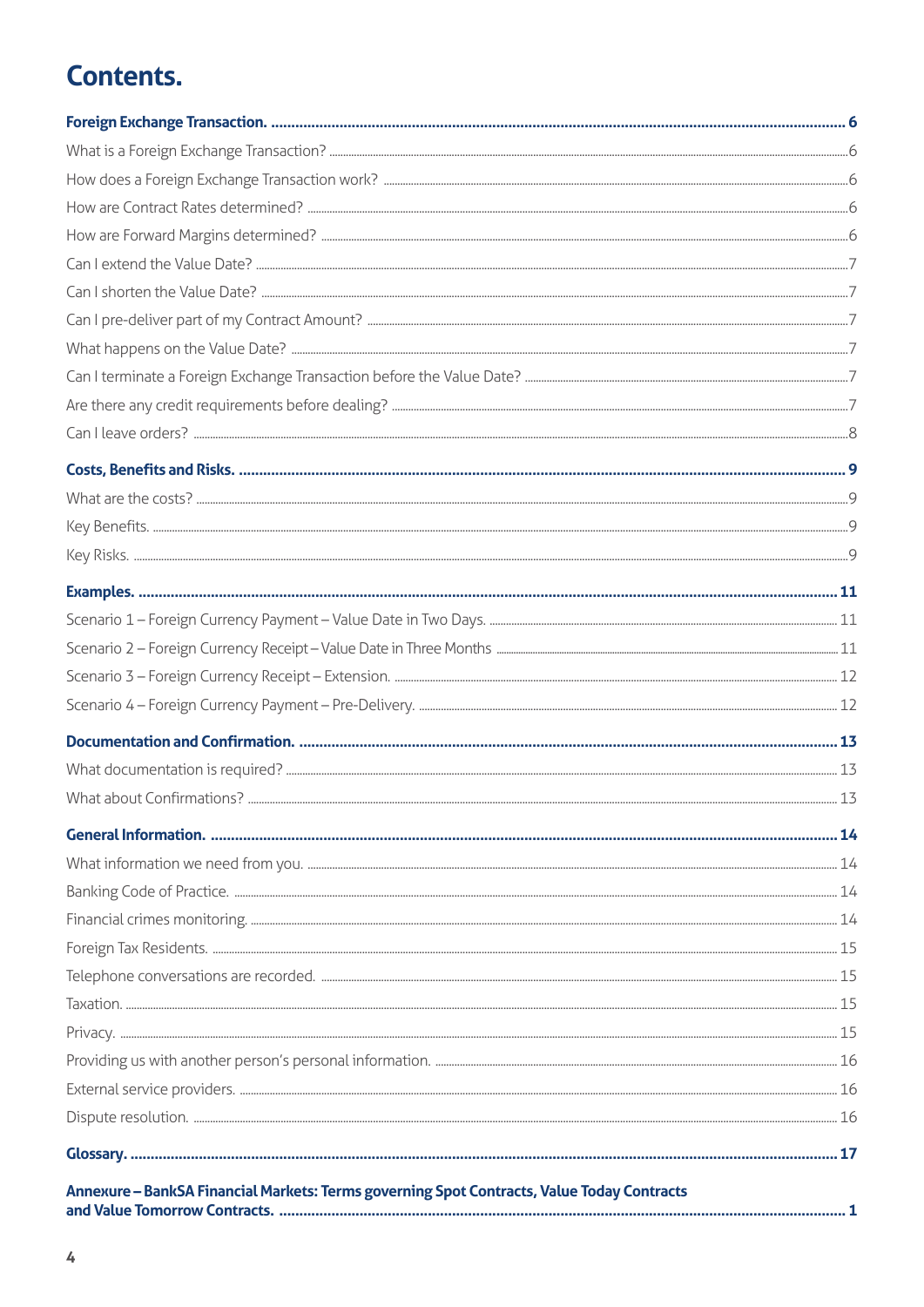# Contents.

| | |
|---|---|
| **Foreign Exchange Transaction.** | **6** |
| What is a Foreign Exchange Transaction? | 6 |
| How does a Foreign Exchange Transaction work? | 6 |
| How are Contract Rates determined? | 6 |
| How are Forward Margins determined? | 6 |
| Can I extend the Value Date? | 7 |
| Can I shorten the Value Date? | 7 |
| Can I pre-deliver part of my Contract Amount? | 7 |
| What happens on the Value Date? | 7 |
| Can I terminate a Foreign Exchange Transaction before the Value Date? | 7 |
| Are there any credit requirements before dealing? | 7 |
| Can I leave orders? | 8 |
| **Costs, Benefits and Risks.** | **9** |
| What are the costs? | 9 |
| Key Benefits. | 9 |
| Key Risks. | 9 |
| **Examples.** | **11** |
| Scenario 1 – Foreign Currency Payment – Value Date in Two Days. | 11 |
| Scenario 2 – Foreign Currency Receipt – Value Date in Three Months | 11 |
| Scenario 3 – Foreign Currency Receipt – Extension. | 12 |
| Scenario 4 – Foreign Currency Payment – Pre-Delivery. | 12 |
| **Documentation and Confirmation.** | **13** |
| What documentation is required? | 13 |
| What about Confirmations? | 13 |
| **General Information.** | **14** |
| What information we need from you. | 14 |
| Banking Code of Practice. | 14 |
| Financial crimes monitoring. | 14 |
| Foreign Tax Residents. | 15 |
| Telephone conversations are recorded. | 15 |
| Taxation. | 15 |
| Privacy. | 15 |
| Providing us with another person's personal information. | 16 |
| External service providers. | 16 |
| Dispute resolution. | 16 |
| **Glossary.** | **17** |
| **Annexure – BankSA Financial Markets: Terms governing Spot Contracts, Value Today Contracts and Value Tomorrow Contracts.** | **1** |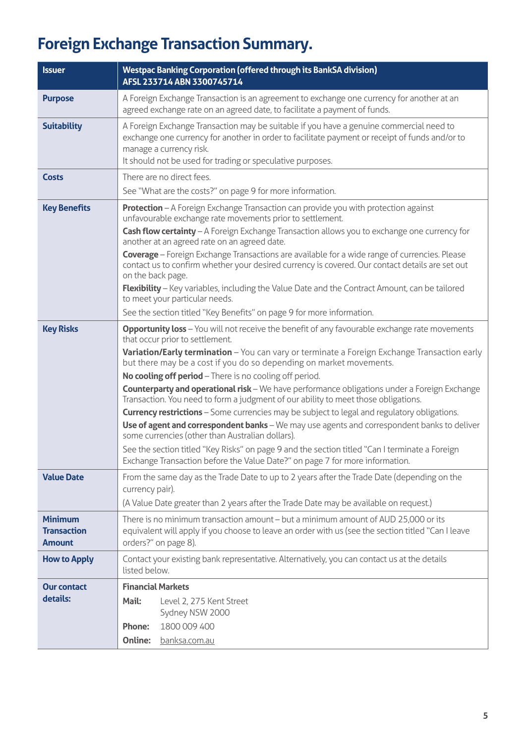# Foreign Exchange Transaction Summary.

| Issuer | Westpac Banking Corporation (offered through its BankSA division) AFSL 233714 ABN 3300745714 |
|---|---|
| **Purpose** | A Foreign Exchange Transaction is an agreement to exchange one currency for another at an agreed exchange rate on an agreed date, to facilitate a payment of funds. |
| **Suitability** | A Foreign Exchange Transaction may be suitable if you have a genuine commercial need to exchange one currency for another in order to facilitate payment or receipt of funds and/or to manage a currency risk.<br>It should not be used for trading or speculative purposes. |
| **Costs** | There are no direct fees.<br>See "What are the costs?" on page 9 for more information. |
| **Key Benefits** | **Protection** – A Foreign Exchange Transaction can provide you with protection against unfavourable exchange rate movements prior to settlement.<br>**Cash flow certainty** – A Foreign Exchange Transaction allows you to exchange one currency for another at an agreed rate on an agreed date.<br>**Coverage** – Foreign Exchange Transactions are available for a wide range of currencies. Please contact us to confirm whether your desired currency is covered. Our contact details are set out on the back page.<br>**Flexibility** – Key variables, including the Value Date and the Contract Amount, can be tailored to meet your particular needs.<br>See the section titled "Key Benefits" on page 9 for more information. |
| **Key Risks** | **Opportunity loss** – You will not receive the benefit of any favourable exchange rate movements that occur prior to settlement.<br>**Variation/Early termination** – You can vary or terminate a Foreign Exchange Transaction early but there may be a cost if you do so depending on market movements.<br>**No cooling off period** – There is no cooling off period.<br>**Counterparty and operational risk** – We have performance obligations under a Foreign Exchange Transaction. You need to form a judgment of our ability to meet those obligations.<br>**Currency restrictions** – Some currencies may be subject to legal and regulatory obligations.<br>**Use of agent and correspondent banks** – We may use agents and correspondent banks to deliver some currencies (other than Australian dollars).<br>See the section titled "Key Risks" on page 9 and the section titled "Can I terminate a Foreign Exchange Transaction before the Value Date?" on page 7 for more information. |
| **Value Date** | From the same day as the Trade Date to up to 2 years after the Trade Date (depending on the currency pair).<br>(A Value Date greater than 2 years after the Trade Date may be available on request.) |
| **Minimum Transaction Amount** | There is no minimum transaction amount – but a minimum amount of AUD 25,000 or its equivalent will apply if you choose to leave an order with us (see the section titled "Can I leave orders?" on page 8). |
| **How to Apply** | Contact your existing bank representative. Alternatively, you can contact us at the details listed below. |
| **Our contact details:** | **Financial Markets**<br>**Mail:** Level 2, 275 Kent Street Sydney NSW 2000<br>**Phone:** 1800 009 400<br>**Online:** banksa.com.au |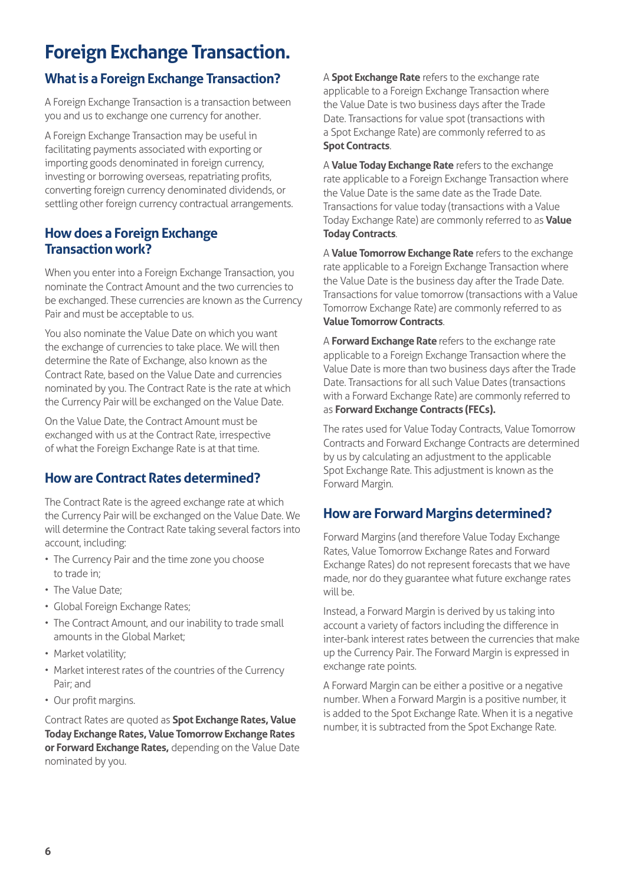# Foreign Exchange Transaction.

## What is a Foreign Exchange Transaction?

A Foreign Exchange Transaction is a transaction between you and us to exchange one currency for another.

A Foreign Exchange Transaction may be useful in facilitating payments associated with exporting or importing goods denominated in foreign currency, investing or borrowing overseas, repatriating profits, converting foreign currency denominated dividends, or settling other foreign currency contractual arrangements.

## How does a Foreign Exchange Transaction work?

When you enter into a Foreign Exchange Transaction, you nominate the Contract Amount and the two currencies to be exchanged. These currencies are known as the Currency Pair and must be acceptable to us.

You also nominate the Value Date on which you want the exchange of currencies to take place. We will then determine the Rate of Exchange, also known as the Contract Rate, based on the Value Date and currencies nominated by you. The Contract Rate is the rate at which the Currency Pair will be exchanged on the Value Date.

On the Value Date, the Contract Amount must be exchanged with us at the Contract Rate, irrespective of what the Foreign Exchange Rate is at that time.

## How are Contract Rates determined?

The Contract Rate is the agreed exchange rate at which the Currency Pair will be exchanged on the Value Date. We will determine the Contract Rate taking several factors into account, including:

- The Currency Pair and the time zone you choose to trade in;
- The Value Date;
- Global Foreign Exchange Rates;
- The Contract Amount, and our inability to trade small amounts in the Global Market;
- Market volatility;
- Market interest rates of the countries of the Currency Pair; and
- Our profit margins.

Contract Rates are quoted as **Spot Exchange Rates, Value Today Exchange Rates, Value Tomorrow Exchange Rates or Forward Exchange Rates,** depending on the Value Date nominated by you.

A **Spot Exchange Rate** refers to the exchange rate applicable to a Foreign Exchange Transaction where the Value Date is two business days after the Trade Date. Transactions for value spot (transactions with a Spot Exchange Rate) are commonly referred to as **Spot Contracts**.

A **Value Today Exchange Rate** refers to the exchange rate applicable to a Foreign Exchange Transaction where the Value Date is the same date as the Trade Date. Transactions for value today (transactions with a Value Today Exchange Rate) are commonly referred to as **Value Today Contracts**.

A **Value Tomorrow Exchange Rate** refers to the exchange rate applicable to a Foreign Exchange Transaction where the Value Date is the business day after the Trade Date. Transactions for value tomorrow (transactions with a Value Tomorrow Exchange Rate) are commonly referred to as **Value Tomorrow Contracts**.

A **Forward Exchange Rate** refers to the exchange rate applicable to a Foreign Exchange Transaction where the Value Date is more than two business days after the Trade Date. Transactions for all such Value Dates (transactions with a Forward Exchange Rate) are commonly referred to as **Forward Exchange Contracts (FECs).**

The rates used for Value Today Contracts, Value Tomorrow Contracts and Forward Exchange Contracts are determined by us by calculating an adjustment to the applicable Spot Exchange Rate. This adjustment is known as the Forward Margin.

## How are Forward Margins determined?

Forward Margins (and therefore Value Today Exchange Rates, Value Tomorrow Exchange Rates and Forward Exchange Rates) do not represent forecasts that we have made, nor do they guarantee what future exchange rates will be.

Instead, a Forward Margin is derived by us taking into account a variety of factors including the difference in inter-bank interest rates between the currencies that make up the Currency Pair. The Forward Margin is expressed in exchange rate points.

A Forward Margin can be either a positive or a negative number. When a Forward Margin is a positive number, it is added to the Spot Exchange Rate. When it is a negative number, it is subtracted from the Spot Exchange Rate.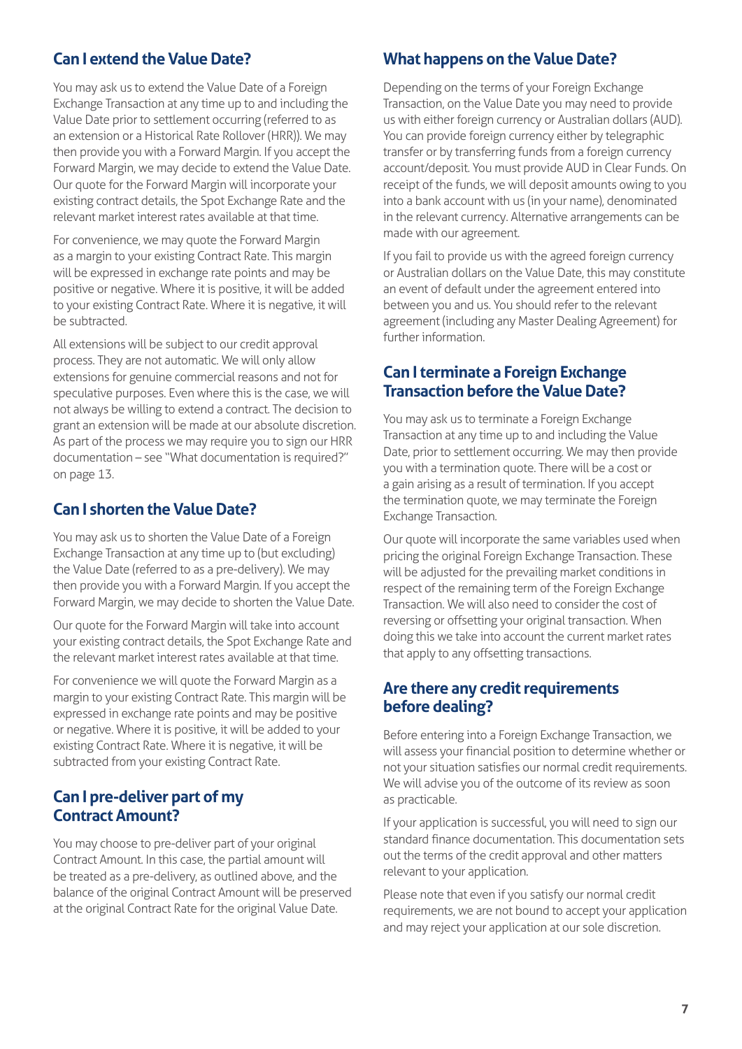## Can I extend the Value Date?

You may ask us to extend the Value Date of a Foreign Exchange Transaction at any time up to and including the Value Date prior to settlement occurring (referred to as an extension or a Historical Rate Rollover (HRR)). We may then provide you with a Forward Margin. If you accept the Forward Margin, we may decide to extend the Value Date. Our quote for the Forward Margin will incorporate your existing contract details, the Spot Exchange Rate and the relevant market interest rates available at that time.

For convenience, we may quote the Forward Margin as a margin to your existing Contract Rate. This margin will be expressed in exchange rate points and may be positive or negative. Where it is positive, it will be added to your existing Contract Rate. Where it is negative, it will be subtracted.

All extensions will be subject to our credit approval process. They are not automatic. We will only allow extensions for genuine commercial reasons and not for speculative purposes. Even where this is the case, we will not always be willing to extend a contract. The decision to grant an extension will be made at our absolute discretion. As part of the process we may require you to sign our HRR documentation – see "What documentation is required?" on page 13.

## Can I shorten the Value Date?

You may ask us to shorten the Value Date of a Foreign Exchange Transaction at any time up to (but excluding) the Value Date (referred to as a pre-delivery). We may then provide you with a Forward Margin. If you accept the Forward Margin, we may decide to shorten the Value Date.

Our quote for the Forward Margin will take into account your existing contract details, the Spot Exchange Rate and the relevant market interest rates available at that time.

For convenience we will quote the Forward Margin as a margin to your existing Contract Rate. This margin will be expressed in exchange rate points and may be positive or negative. Where it is positive, it will be added to your existing Contract Rate. Where it is negative, it will be subtracted from your existing Contract Rate.

## Can I pre-deliver part of my Contract Amount?

You may choose to pre-deliver part of your original Contract Amount. In this case, the partial amount will be treated as a pre-delivery, as outlined above, and the balance of the original Contract Amount will be preserved at the original Contract Rate for the original Value Date.

## What happens on the Value Date?

Depending on the terms of your Foreign Exchange Transaction, on the Value Date you may need to provide us with either foreign currency or Australian dollars (AUD). You can provide foreign currency either by telegraphic transfer or by transferring funds from a foreign currency account/deposit. You must provide AUD in Clear Funds. On receipt of the funds, we will deposit amounts owing to you into a bank account with us (in your name), denominated in the relevant currency. Alternative arrangements can be made with our agreement.

If you fail to provide us with the agreed foreign currency or Australian dollars on the Value Date, this may constitute an event of default under the agreement entered into between you and us. You should refer to the relevant agreement (including any Master Dealing Agreement) for further information.

## Can I terminate a Foreign Exchange Transaction before the Value Date?

You may ask us to terminate a Foreign Exchange Transaction at any time up to and including the Value Date, prior to settlement occurring. We may then provide you with a termination quote. There will be a cost or a gain arising as a result of termination. If you accept the termination quote, we may terminate the Foreign Exchange Transaction.

Our quote will incorporate the same variables used when pricing the original Foreign Exchange Transaction. These will be adjusted for the prevailing market conditions in respect of the remaining term of the Foreign Exchange Transaction. We will also need to consider the cost of reversing or offsetting your original transaction. When doing this we take into account the current market rates that apply to any offsetting transactions.

## Are there any credit requirements before dealing?

Before entering into a Foreign Exchange Transaction, we will assess your financial position to determine whether or not your situation satisfies our normal credit requirements. We will advise you of the outcome of its review as soon as practicable.

If your application is successful, you will need to sign our standard finance documentation. This documentation sets out the terms of the credit approval and other matters relevant to your application.

Please note that even if you satisfy our normal credit requirements, we are not bound to accept your application and may reject your application at our sole discretion.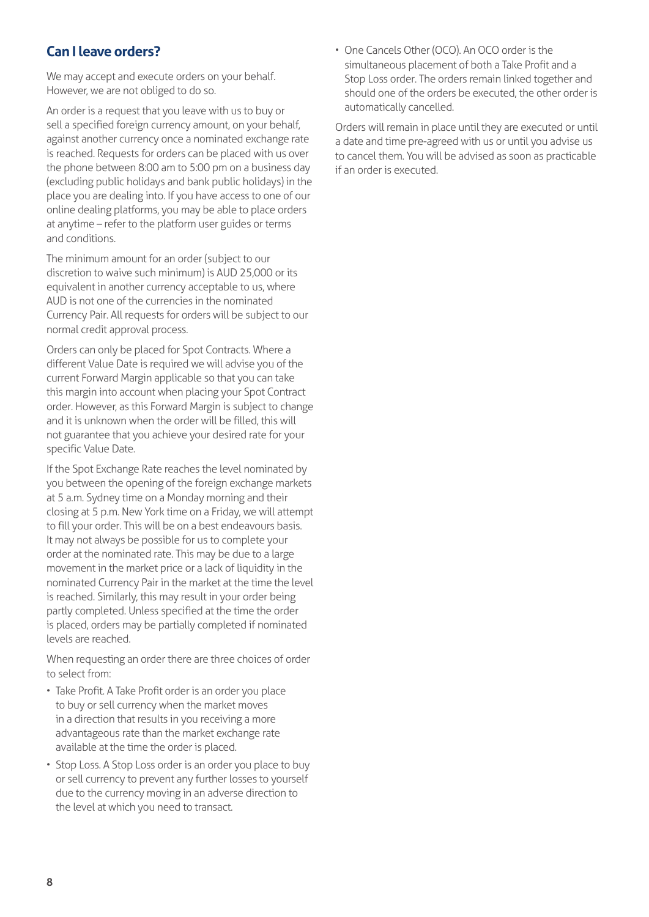## Can I leave orders?

We may accept and execute orders on your behalf. However, we are not obliged to do so.

An order is a request that you leave with us to buy or sell a specified foreign currency amount, on your behalf, against another currency once a nominated exchange rate is reached. Requests for orders can be placed with us over the phone between 8:00 am to 5:00 pm on a business day (excluding public holidays and bank public holidays) in the place you are dealing into. If you have access to one of our online dealing platforms, you may be able to place orders at anytime – refer to the platform user guides or terms and conditions.

The minimum amount for an order (subject to our discretion to waive such minimum) is AUD 25,000 or its equivalent in another currency acceptable to us, where AUD is not one of the currencies in the nominated Currency Pair. All requests for orders will be subject to our normal credit approval process.

Orders can only be placed for Spot Contracts. Where a different Value Date is required we will advise you of the current Forward Margin applicable so that you can take this margin into account when placing your Spot Contract order. However, as this Forward Margin is subject to change and it is unknown when the order will be filled, this will not guarantee that you achieve your desired rate for your specific Value Date.

If the Spot Exchange Rate reaches the level nominated by you between the opening of the foreign exchange markets at 5 a.m. Sydney time on a Monday morning and their closing at 5 p.m. New York time on a Friday, we will attempt to fill your order. This will be on a best endeavours basis. It may not always be possible for us to complete your order at the nominated rate. This may be due to a large movement in the market price or a lack of liquidity in the nominated Currency Pair in the market at the time the level is reached. Similarly, this may result in your order being partly completed. Unless specified at the time the order is placed, orders may be partially completed if nominated levels are reached.

When requesting an order there are three choices of order to select from:

- Take Profit. A Take Profit order is an order you place to buy or sell currency when the market moves in a direction that results in you receiving a more advantageous rate than the market exchange rate available at the time the order is placed.
- Stop Loss. A Stop Loss order is an order you place to buy or sell currency to prevent any further losses to yourself due to the currency moving in an adverse direction to the level at which you need to transact.
- One Cancels Other (OCO). An OCO order is the simultaneous placement of both a Take Profit and a Stop Loss order. The orders remain linked together and should one of the orders be executed, the other order is automatically cancelled.

Orders will remain in place until they are executed or until a date and time pre-agreed with us or until you advise us to cancel them. You will be advised as soon as practicable if an order is executed.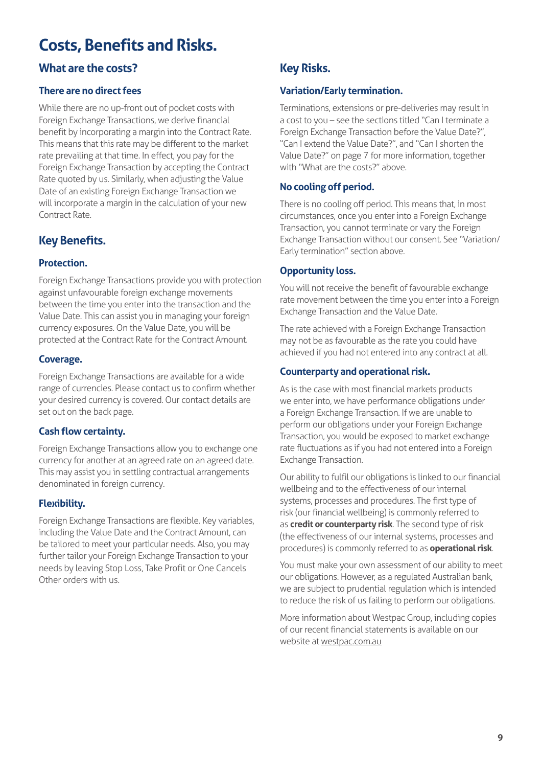# Costs, Benefits and Risks.

## What are the costs?

### There are no direct fees

While there are no up-front out of pocket costs with Foreign Exchange Transactions, we derive financial benefit by incorporating a margin into the Contract Rate. This means that this rate may be different to the market rate prevailing at that time. In effect, you pay for the Foreign Exchange Transaction by accepting the Contract Rate quoted by us. Similarly, when adjusting the Value Date of an existing Foreign Exchange Transaction we will incorporate a margin in the calculation of your new Contract Rate.

## Key Benefits.

### Protection.

Foreign Exchange Transactions provide you with protection against unfavourable foreign exchange movements between the time you enter into the transaction and the Value Date. This can assist you in managing your foreign currency exposures. On the Value Date, you will be protected at the Contract Rate for the Contract Amount.

### Coverage.

Foreign Exchange Transactions are available for a wide range of currencies. Please contact us to confirm whether your desired currency is covered. Our contact details are set out on the back page.

### Cash flow certainty.

Foreign Exchange Transactions allow you to exchange one currency for another at an agreed rate on an agreed date. This may assist you in settling contractual arrangements denominated in foreign currency.

### Flexibility.

Foreign Exchange Transactions are flexible. Key variables, including the Value Date and the Contract Amount, can be tailored to meet your particular needs. Also, you may further tailor your Foreign Exchange Transaction to your needs by leaving Stop Loss, Take Profit or One Cancels Other orders with us.

## Key Risks.

### Variation/Early termination.

Terminations, extensions or pre-deliveries may result in a cost to you – see the sections titled "Can I terminate a Foreign Exchange Transaction before the Value Date?", "Can I extend the Value Date?", and "Can I shorten the Value Date?" on page 7 for more information, together with "What are the costs?" above.

### No cooling off period.

There is no cooling off period. This means that, in most circumstances, once you enter into a Foreign Exchange Transaction, you cannot terminate or vary the Foreign Exchange Transaction without our consent. See "Variation/Early termination" section above.

### Opportunity loss.

You will not receive the benefit of favourable exchange rate movement between the time you enter into a Foreign Exchange Transaction and the Value Date.

The rate achieved with a Foreign Exchange Transaction may not be as favourable as the rate you could have achieved if you had not entered into any contract at all.

### Counterparty and operational risk.

As is the case with most financial markets products we enter into, we have performance obligations under a Foreign Exchange Transaction. If we are unable to perform our obligations under your Foreign Exchange Transaction, you would be exposed to market exchange rate fluctuations as if you had not entered into a Foreign Exchange Transaction.

Our ability to fulfil our obligations is linked to our financial wellbeing and to the effectiveness of our internal systems, processes and procedures. The first type of risk (our financial wellbeing) is commonly referred to as **credit or counterparty risk**. The second type of risk (the effectiveness of our internal systems, processes and procedures) is commonly referred to as **operational risk**.

You must make your own assessment of our ability to meet our obligations. However, as a regulated Australian bank, we are subject to prudential regulation which is intended to reduce the risk of us failing to perform our obligations.

More information about Westpac Group, including copies of our recent financial statements is available on our website at westpac.com.au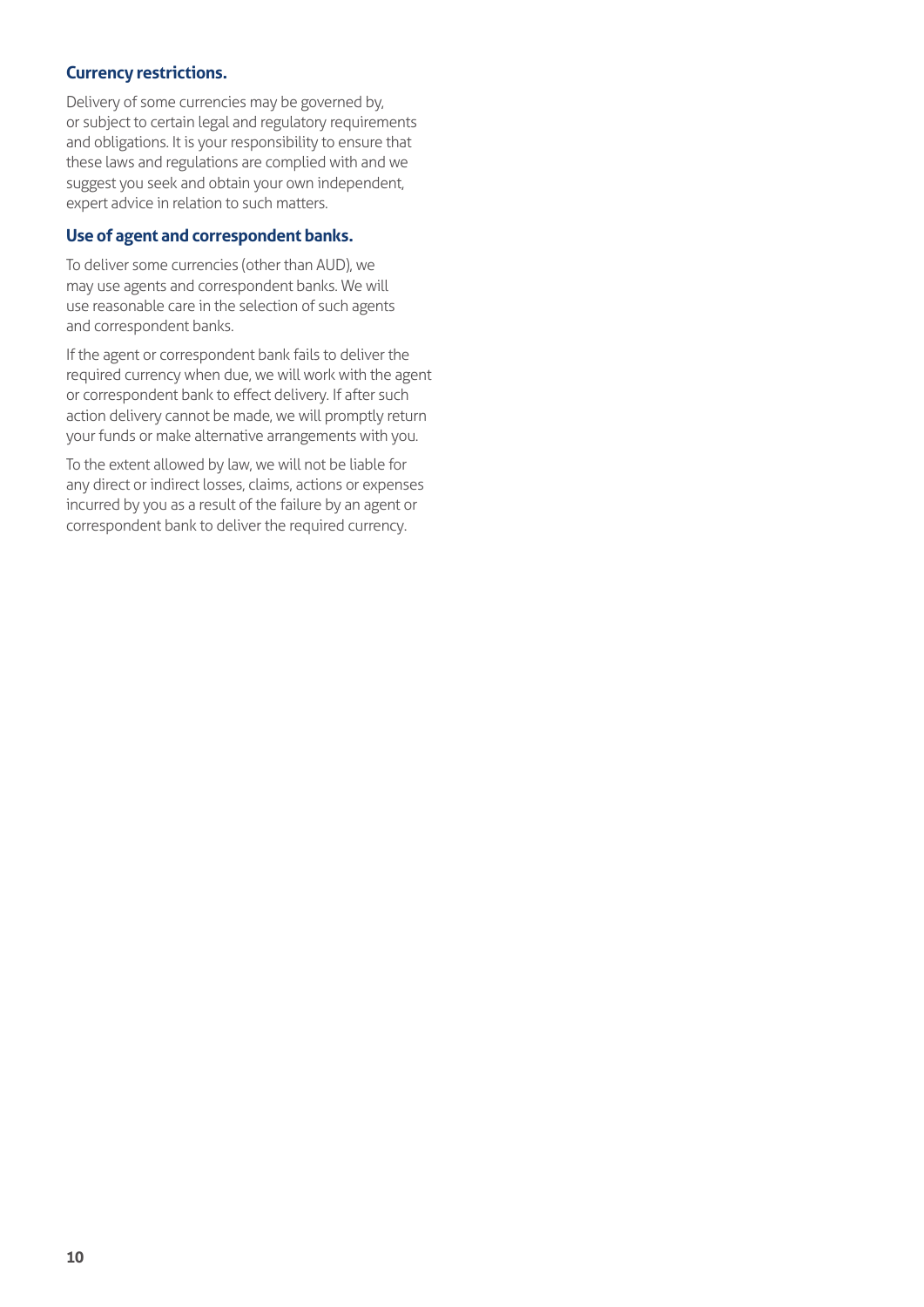### Currency restrictions.

Delivery of some currencies may be governed by, or subject to certain legal and regulatory requirements and obligations. It is your responsibility to ensure that these laws and regulations are complied with and we suggest you seek and obtain your own independent, expert advice in relation to such matters.

### Use of agent and correspondent banks.

To deliver some currencies (other than AUD), we may use agents and correspondent banks. We will use reasonable care in the selection of such agents and correspondent banks.

If the agent or correspondent bank fails to deliver the required currency when due, we will work with the agent or correspondent bank to effect delivery. If after such action delivery cannot be made, we will promptly return your funds or make alternative arrangements with you.

To the extent allowed by law, we will not be liable for any direct or indirect losses, claims, actions or expenses incurred by you as a result of the failure by an agent or correspondent bank to deliver the required currency.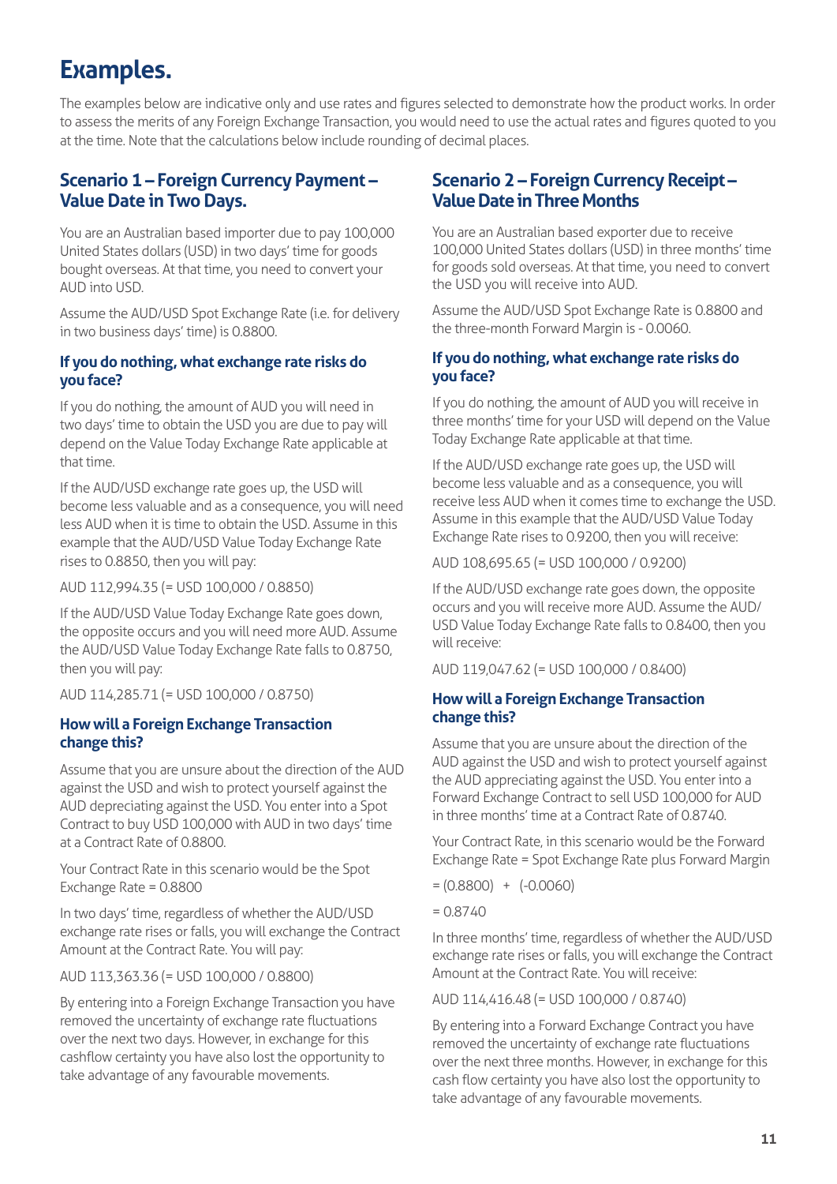# Examples.

The examples below are indicative only and use rates and figures selected to demonstrate how the product works. In order to assess the merits of any Foreign Exchange Transaction, you would need to use the actual rates and figures quoted to you at the time. Note that the calculations below include rounding of decimal places.

## Scenario 1 – Foreign Currency Payment – Value Date in Two Days.

You are an Australian based importer due to pay 100,000 United States dollars (USD) in two days' time for goods bought overseas. At that time, you need to convert your AUD into USD.

Assume the AUD/USD Spot Exchange Rate (i.e. for delivery in two business days' time) is 0.8800.

### If you do nothing, what exchange rate risks do you face?

If you do nothing, the amount of AUD you will need in two days' time to obtain the USD you are due to pay will depend on the Value Today Exchange Rate applicable at that time.

If the AUD/USD exchange rate goes up, the USD will become less valuable and as a consequence, you will need less AUD when it is time to obtain the USD. Assume in this example that the AUD/USD Value Today Exchange Rate rises to 0.8850, then you will pay:

AUD 112,994.35 (= USD 100,000 / 0.8850)

If the AUD/USD Value Today Exchange Rate goes down, the opposite occurs and you will need more AUD. Assume the AUD/USD Value Today Exchange Rate falls to 0.8750, then you will pay:

AUD 114,285.71 (= USD 100,000 / 0.8750)

### How will a Foreign Exchange Transaction change this?

Assume that you are unsure about the direction of the AUD against the USD and wish to protect yourself against the AUD depreciating against the USD. You enter into a Spot Contract to buy USD 100,000 with AUD in two days' time at a Contract Rate of 0.8800.

Your Contract Rate in this scenario would be the Spot Exchange Rate = 0.8800

In two days' time, regardless of whether the AUD/USD exchange rate rises or falls, you will exchange the Contract Amount at the Contract Rate. You will pay:

AUD 113,363.36 (= USD 100,000 / 0.8800)

By entering into a Foreign Exchange Transaction you have removed the uncertainty of exchange rate fluctuations over the next two days. However, in exchange for this cashflow certainty you have also lost the opportunity to take advantage of any favourable movements.

## Scenario 2 – Foreign Currency Receipt – Value Date in Three Months

You are an Australian based exporter due to receive 100,000 United States dollars (USD) in three months' time for goods sold overseas. At that time, you need to convert the USD you will receive into AUD.

Assume the AUD/USD Spot Exchange Rate is 0.8800 and the three-month Forward Margin is - 0.0060.

### If you do nothing, what exchange rate risks do you face?

If you do nothing, the amount of AUD you will receive in three months' time for your USD will depend on the Value Today Exchange Rate applicable at that time.

If the AUD/USD exchange rate goes up, the USD will become less valuable and as a consequence, you will receive less AUD when it comes time to exchange the USD. Assume in this example that the AUD/USD Value Today Exchange Rate rises to 0.9200, then you will receive:

AUD 108,695.65 (= USD 100,000 / 0.9200)

If the AUD/USD exchange rate goes down, the opposite occurs and you will receive more AUD. Assume the AUD/USD Value Today Exchange Rate falls to 0.8400, then you will receive:

AUD 119,047.62 (= USD 100,000 / 0.8400)

### How will a Foreign Exchange Transaction change this?

Assume that you are unsure about the direction of the AUD against the USD and wish to protect yourself against the AUD appreciating against the USD. You enter into a Forward Exchange Contract to sell USD 100,000 for AUD in three months' time at a Contract Rate of 0.8740.

Your Contract Rate, in this scenario would be the Forward Exchange Rate = Spot Exchange Rate plus Forward Margin

= (0.8800) + (-0.0060)

= 0.8740

In three months' time, regardless of whether the AUD/USD exchange rate rises or falls, you will exchange the Contract Amount at the Contract Rate. You will receive:

AUD 114,416.48 (= USD 100,000 / 0.8740)

By entering into a Forward Exchange Contract you have removed the uncertainty of exchange rate fluctuations over the next three months. However, in exchange for this cash flow certainty you have also lost the opportunity to take advantage of any favourable movements.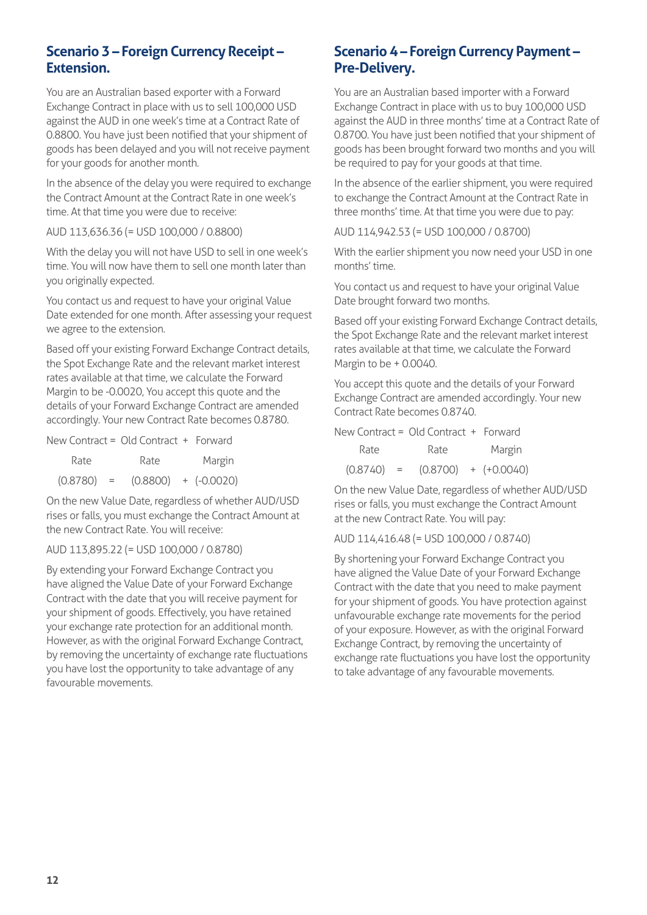## Scenario 3 – Foreign Currency Receipt – Extension.

You are an Australian based exporter with a Forward Exchange Contract in place with us to sell 100,000 USD against the AUD in one week's time at a Contract Rate of 0.8800. You have just been notified that your shipment of goods has been delayed and you will not receive payment for your goods for another month.

In the absence of the delay you were required to exchange the Contract Amount at the Contract Rate in one week's time. At that time you were due to receive:

AUD 113,636.36 (= USD 100,000 / 0.8800)

With the delay you will not have USD to sell in one week's time. You will now have them to sell one month later than you originally expected.

You contact us and request to have your original Value Date extended for one month. After assessing your request we agree to the extension.

Based off your existing Forward Exchange Contract details, the Spot Exchange Rate and the relevant market interest rates available at that time, we calculate the Forward Margin to be -0.0020, You accept this quote and the details of your Forward Exchange Contract are amended accordingly. Your new Contract Rate becomes 0.8780.

| New Contract Rate | = | Old Contract Rate | + | Forward Margin |
|---|---|---|---|---|
| (0.8780) | = | (0.8800) | + | (-0.0020) |

On the new Value Date, regardless of whether AUD/USD rises or falls, you must exchange the Contract Amount at the new Contract Rate. You will receive:

AUD 113,895.22 (= USD 100,000 / 0.8780)

By extending your Forward Exchange Contract you have aligned the Value Date of your Forward Exchange Contract with the date that you will receive payment for your shipment of goods. Effectively, you have retained your exchange rate protection for an additional month. However, as with the original Forward Exchange Contract, by removing the uncertainty of exchange rate fluctuations you have lost the opportunity to take advantage of any favourable movements.

## Scenario 4 – Foreign Currency Payment – Pre-Delivery.

You are an Australian based importer with a Forward Exchange Contract in place with us to buy 100,000 USD against the AUD in three months' time at a Contract Rate of 0.8700. You have just been notified that your shipment of goods has been brought forward two months and you will be required to pay for your goods at that time.

In the absence of the earlier shipment, you were required to exchange the Contract Amount at the Contract Rate in three months' time. At that time you were due to pay:

AUD 114,942.53 (= USD 100,000 / 0.8700)

With the earlier shipment you now need your USD in one months' time.

You contact us and request to have your original Value Date brought forward two months.

Based off your existing Forward Exchange Contract details, the Spot Exchange Rate and the relevant market interest rates available at that time, we calculate the Forward Margin to be + 0.0040.

You accept this quote and the details of your Forward Exchange Contract are amended accordingly. Your new Contract Rate becomes 0.8740.

| New Contract Rate | = | Old Contract Rate | + | Forward Margin |
|---|---|---|---|---|
| (0.8740) | = | (0.8700) | + | (+0.0040) |

On the new Value Date, regardless of whether AUD/USD rises or falls, you must exchange the Contract Amount at the new Contract Rate. You will pay:

AUD 114,416.48 (= USD 100,000 / 0.8740)

By shortening your Forward Exchange Contract you have aligned the Value Date of your Forward Exchange Contract with the date that you need to make payment for your shipment of goods. You have protection against unfavourable exchange rate movements for the period of your exposure. However, as with the original Forward Exchange Contract, by removing the uncertainty of exchange rate fluctuations you have lost the opportunity to take advantage of any favourable movements.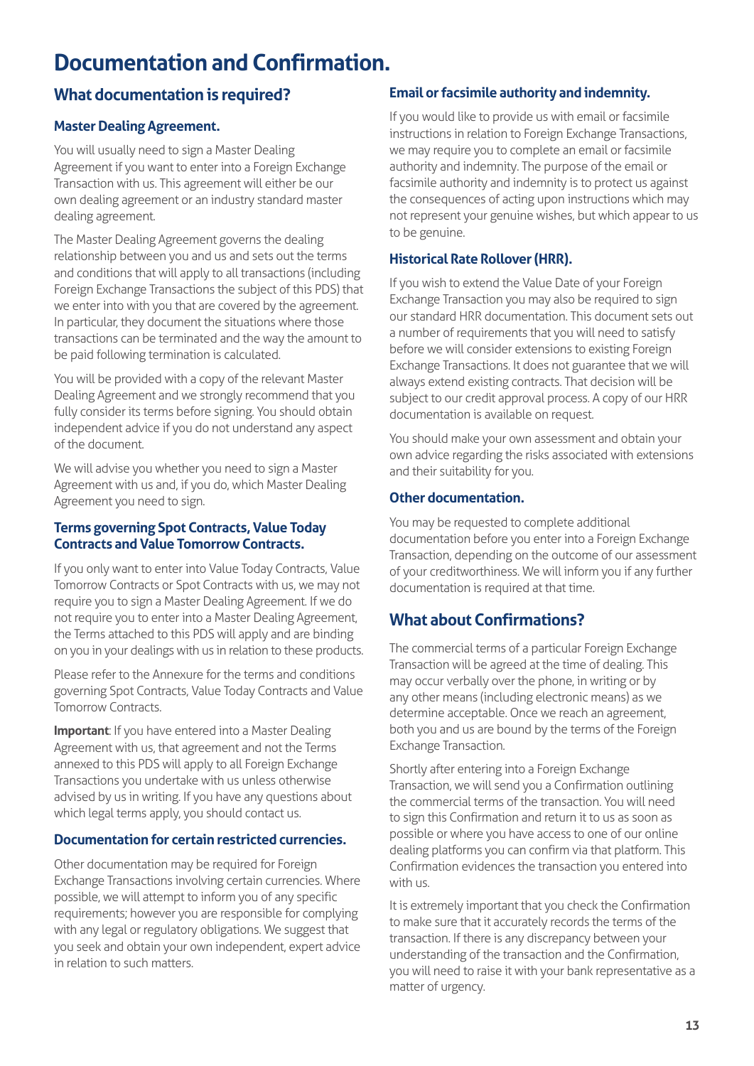# Documentation and Confirmation.

## What documentation is required?

### Master Dealing Agreement.

You will usually need to sign a Master Dealing Agreement if you want to enter into a Foreign Exchange Transaction with us. This agreement will either be our own dealing agreement or an industry standard master dealing agreement.

The Master Dealing Agreement governs the dealing relationship between you and us and sets out the terms and conditions that will apply to all transactions (including Foreign Exchange Transactions the subject of this PDS) that we enter into with you that are covered by the agreement. In particular, they document the situations where those transactions can be terminated and the way the amount to be paid following termination is calculated.

You will be provided with a copy of the relevant Master Dealing Agreement and we strongly recommend that you fully consider its terms before signing. You should obtain independent advice if you do not understand any aspect of the document.

We will advise you whether you need to sign a Master Agreement with us and, if you do, which Master Dealing Agreement you need to sign.

### Terms governing Spot Contracts, Value Today Contracts and Value Tomorrow Contracts.

If you only want to enter into Value Today Contracts, Value Tomorrow Contracts or Spot Contracts with us, we may not require you to sign a Master Dealing Agreement. If we do not require you to enter into a Master Dealing Agreement, the Terms attached to this PDS will apply and are binding on you in your dealings with us in relation to these products.

Please refer to the Annexure for the terms and conditions governing Spot Contracts, Value Today Contracts and Value Tomorrow Contracts.

**Important**: If you have entered into a Master Dealing Agreement with us, that agreement and not the Terms annexed to this PDS will apply to all Foreign Exchange Transactions you undertake with us unless otherwise advised by us in writing. If you have any questions about which legal terms apply, you should contact us.

### Documentation for certain restricted currencies.

Other documentation may be required for Foreign Exchange Transactions involving certain currencies. Where possible, we will attempt to inform you of any specific requirements; however you are responsible for complying with any legal or regulatory obligations. We suggest that you seek and obtain your own independent, expert advice in relation to such matters.

### Email or facsimile authority and indemnity.

If you would like to provide us with email or facsimile instructions in relation to Foreign Exchange Transactions, we may require you to complete an email or facsimile authority and indemnity. The purpose of the email or facsimile authority and indemnity is to protect us against the consequences of acting upon instructions which may not represent your genuine wishes, but which appear to us to be genuine.

### Historical Rate Rollover (HRR).

If you wish to extend the Value Date of your Foreign Exchange Transaction you may also be required to sign our standard HRR documentation. This document sets out a number of requirements that you will need to satisfy before we will consider extensions to existing Foreign Exchange Transactions. It does not guarantee that we will always extend existing contracts. That decision will be subject to our credit approval process. A copy of our HRR documentation is available on request.

You should make your own assessment and obtain your own advice regarding the risks associated with extensions and their suitability for you.

### Other documentation.

You may be requested to complete additional documentation before you enter into a Foreign Exchange Transaction, depending on the outcome of our assessment of your creditworthiness. We will inform you if any further documentation is required at that time.

## What about Confirmations?

The commercial terms of a particular Foreign Exchange Transaction will be agreed at the time of dealing. This may occur verbally over the phone, in writing or by any other means (including electronic means) as we determine acceptable. Once we reach an agreement, both you and us are bound by the terms of the Foreign Exchange Transaction.

Shortly after entering into a Foreign Exchange Transaction, we will send you a Confirmation outlining the commercial terms of the transaction. You will need to sign this Confirmation and return it to us as soon as possible or where you have access to one of our online dealing platforms you can confirm via that platform. This Confirmation evidences the transaction you entered into with us.

It is extremely important that you check the Confirmation to make sure that it accurately records the terms of the transaction. If there is any discrepancy between your understanding of the transaction and the Confirmation, you will need to raise it with your bank representative as a matter of urgency.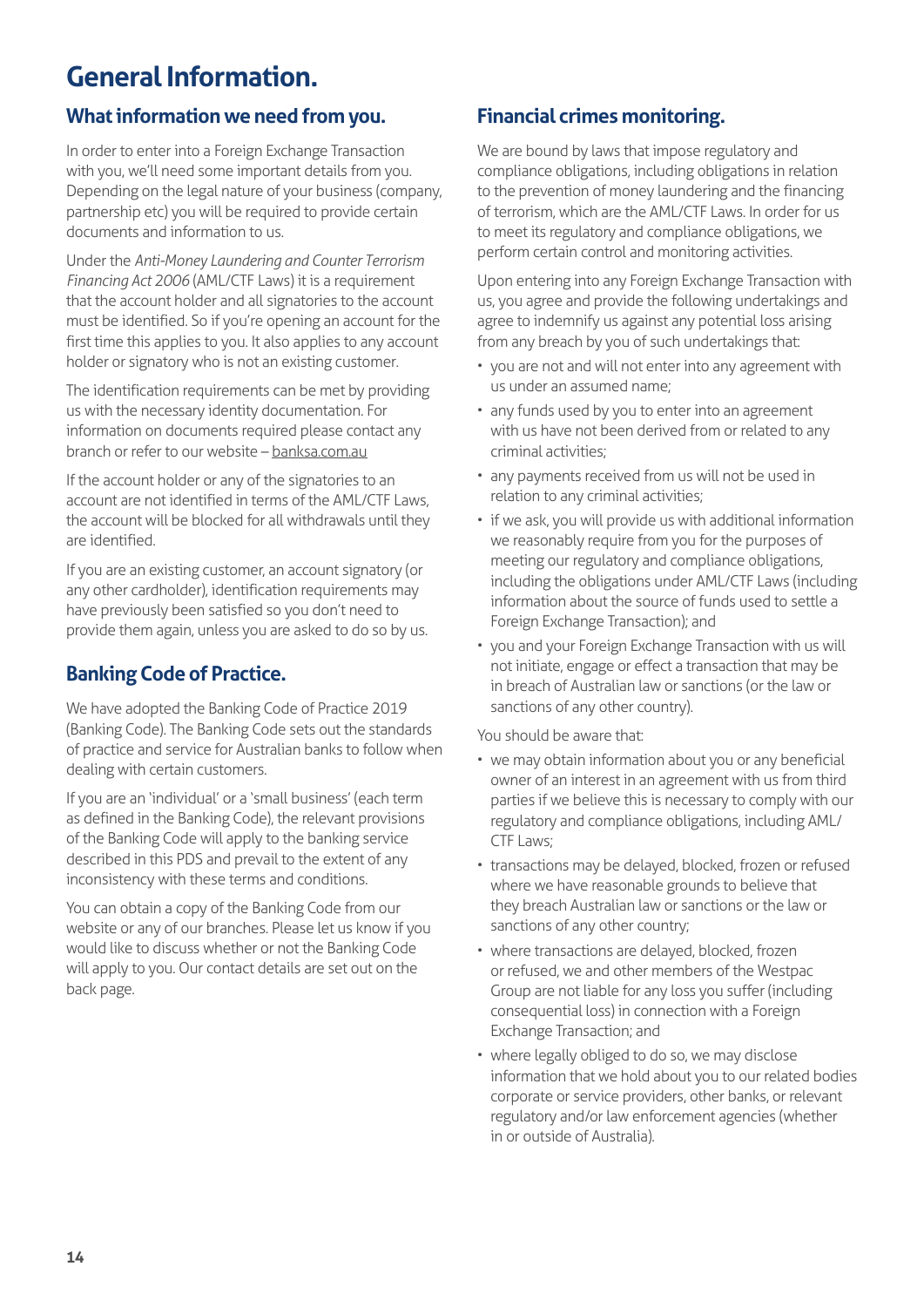# General Information.

## What information we need from you.

In order to enter into a Foreign Exchange Transaction with you, we'll need some important details from you. Depending on the legal nature of your business (company, partnership etc) you will be required to provide certain documents and information to us.

Under the *Anti-Money Laundering and Counter Terrorism Financing Act 2006* (AML/CTF Laws) it is a requirement that the account holder and all signatories to the account must be identified. So if you're opening an account for the first time this applies to you. It also applies to any account holder or signatory who is not an existing customer.

The identification requirements can be met by providing us with the necessary identity documentation. For information on documents required please contact any branch or refer to our website – banksa.com.au

If the account holder or any of the signatories to an account are not identified in terms of the AML/CTF Laws, the account will be blocked for all withdrawals until they are identified.

If you are an existing customer, an account signatory (or any other cardholder), identification requirements may have previously been satisfied so you don't need to provide them again, unless you are asked to do so by us.

## Banking Code of Practice.

We have adopted the Banking Code of Practice 2019 (Banking Code). The Banking Code sets out the standards of practice and service for Australian banks to follow when dealing with certain customers.

If you are an 'individual' or a 'small business' (each term as defined in the Banking Code), the relevant provisions of the Banking Code will apply to the banking service described in this PDS and prevail to the extent of any inconsistency with these terms and conditions.

You can obtain a copy of the Banking Code from our website or any of our branches. Please let us know if you would like to discuss whether or not the Banking Code will apply to you. Our contact details are set out on the back page.

## Financial crimes monitoring.

We are bound by laws that impose regulatory and compliance obligations, including obligations in relation to the prevention of money laundering and the financing of terrorism, which are the AML/CTF Laws. In order for us to meet its regulatory and compliance obligations, we perform certain control and monitoring activities.

Upon entering into any Foreign Exchange Transaction with us, you agree and provide the following undertakings and agree to indemnify us against any potential loss arising from any breach by you of such undertakings that:

- you are not and will not enter into any agreement with us under an assumed name;
- any funds used by you to enter into an agreement with us have not been derived from or related to any criminal activities;
- any payments received from us will not be used in relation to any criminal activities;
- if we ask, you will provide us with additional information we reasonably require from you for the purposes of meeting our regulatory and compliance obligations, including the obligations under AML/CTF Laws (including information about the source of funds used to settle a Foreign Exchange Transaction); and
- you and your Foreign Exchange Transaction with us will not initiate, engage or effect a transaction that may be in breach of Australian law or sanctions (or the law or sanctions of any other country).

You should be aware that:

- we may obtain information about you or any beneficial owner of an interest in an agreement with us from third parties if we believe this is necessary to comply with our regulatory and compliance obligations, including AML/CTF Laws;
- transactions may be delayed, blocked, frozen or refused where we have reasonable grounds to believe that they breach Australian law or sanctions or the law or sanctions of any other country;
- where transactions are delayed, blocked, frozen or refused, we and other members of the Westpac Group are not liable for any loss you suffer (including consequential loss) in connection with a Foreign Exchange Transaction; and
- where legally obliged to do so, we may disclose information that we hold about you to our related bodies corporate or service providers, other banks, or relevant regulatory and/or law enforcement agencies (whether in or outside of Australia).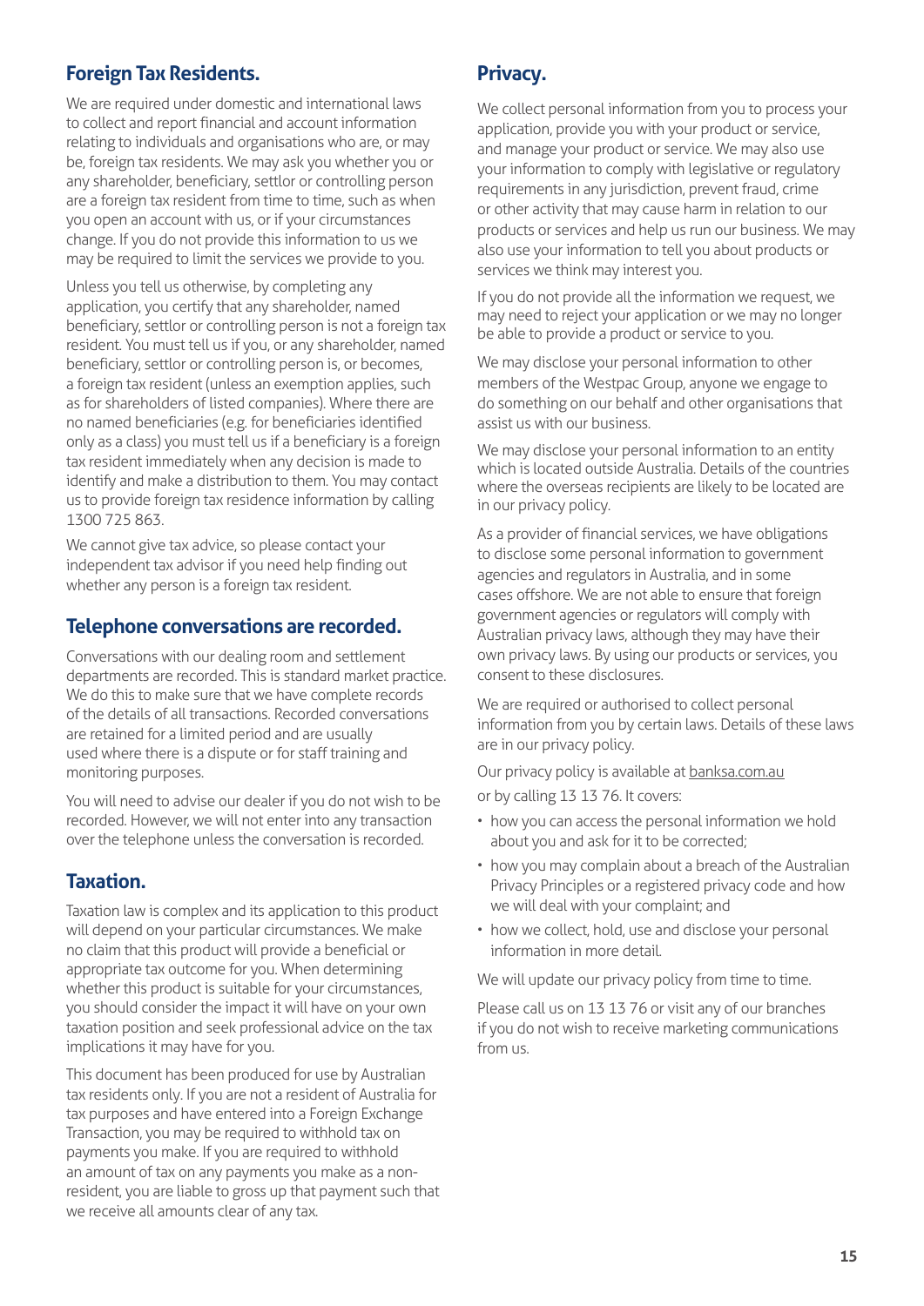## Foreign Tax Residents.

We are required under domestic and international laws to collect and report financial and account information relating to individuals and organisations who are, or may be, foreign tax residents. We may ask you whether you or any shareholder, beneficiary, settlor or controlling person are a foreign tax resident from time to time, such as when you open an account with us, or if your circumstances change. If you do not provide this information to us we may be required to limit the services we provide to you.

Unless you tell us otherwise, by completing any application, you certify that any shareholder, named beneficiary, settlor or controlling person is not a foreign tax resident. You must tell us if you, or any shareholder, named beneficiary, settlor or controlling person is, or becomes, a foreign tax resident (unless an exemption applies, such as for shareholders of listed companies). Where there are no named beneficiaries (e.g. for beneficiaries identified only as a class) you must tell us if a beneficiary is a foreign tax resident immediately when any decision is made to identify and make a distribution to them. You may contact us to provide foreign tax residence information by calling 1300 725 863.

We cannot give tax advice, so please contact your independent tax advisor if you need help finding out whether any person is a foreign tax resident.

## Telephone conversations are recorded.

Conversations with our dealing room and settlement departments are recorded. This is standard market practice. We do this to make sure that we have complete records of the details of all transactions. Recorded conversations are retained for a limited period and are usually used where there is a dispute or for staff training and monitoring purposes.

You will need to advise our dealer if you do not wish to be recorded. However, we will not enter into any transaction over the telephone unless the conversation is recorded.

## Taxation.

Taxation law is complex and its application to this product will depend on your particular circumstances. We make no claim that this product will provide a beneficial or appropriate tax outcome for you. When determining whether this product is suitable for your circumstances, you should consider the impact it will have on your own taxation position and seek professional advice on the tax implications it may have for you.

This document has been produced for use by Australian tax residents only. If you are not a resident of Australia for tax purposes and have entered into a Foreign Exchange Transaction, you may be required to withhold tax on payments you make. If you are required to withhold an amount of tax on any payments you make as a non-resident, you are liable to gross up that payment such that we receive all amounts clear of any tax.

## Privacy.

We collect personal information from you to process your application, provide you with your product or service, and manage your product or service. We may also use your information to comply with legislative or regulatory requirements in any jurisdiction, prevent fraud, crime or other activity that may cause harm in relation to our products or services and help us run our business. We may also use your information to tell you about products or services we think may interest you.

If you do not provide all the information we request, we may need to reject your application or we may no longer be able to provide a product or service to you.

We may disclose your personal information to other members of the Westpac Group, anyone we engage to do something on our behalf and other organisations that assist us with our business.

We may disclose your personal information to an entity which is located outside Australia. Details of the countries where the overseas recipients are likely to be located are in our privacy policy.

As a provider of financial services, we have obligations to disclose some personal information to government agencies and regulators in Australia, and in some cases offshore. We are not able to ensure that foreign government agencies or regulators will comply with Australian privacy laws, although they may have their own privacy laws. By using our products or services, you consent to these disclosures.

We are required or authorised to collect personal information from you by certain laws. Details of these laws are in our privacy policy.

Our privacy policy is available at banksa.com.au or by calling 13 13 76. It covers:

- how you can access the personal information we hold about you and ask for it to be corrected;
- how you may complain about a breach of the Australian Privacy Principles or a registered privacy code and how we will deal with your complaint; and
- how we collect, hold, use and disclose your personal information in more detail.

We will update our privacy policy from time to time.

Please call us on 13 13 76 or visit any of our branches if you do not wish to receive marketing communications from us.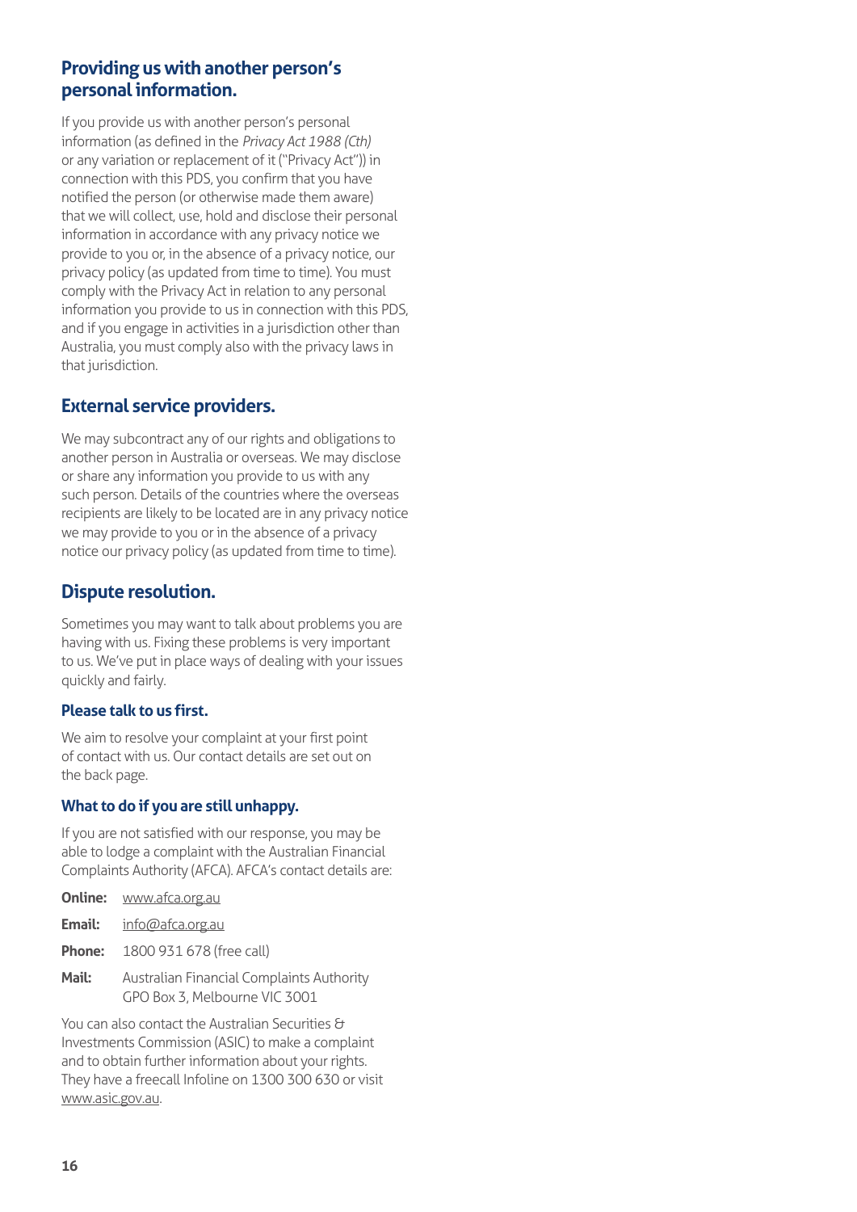## Providing us with another person's personal information.

If you provide us with another person's personal information (as defined in the *Privacy Act 1988 (Cth)* or any variation or replacement of it ("Privacy Act")) in connection with this PDS, you confirm that you have notified the person (or otherwise made them aware) that we will collect, use, hold and disclose their personal information in accordance with any privacy notice we provide to you or, in the absence of a privacy notice, our privacy policy (as updated from time to time). You must comply with the Privacy Act in relation to any personal information you provide to us in connection with this PDS, and if you engage in activities in a jurisdiction other than Australia, you must comply also with the privacy laws in that jurisdiction.

## External service providers.

We may subcontract any of our rights and obligations to another person in Australia or overseas. We may disclose or share any information you provide to us with any such person. Details of the countries where the overseas recipients are likely to be located are in any privacy notice we may provide to you or in the absence of a privacy notice our privacy policy (as updated from time to time).

## Dispute resolution.

Sometimes you may want to talk about problems you are having with us. Fixing these problems is very important to us. We've put in place ways of dealing with your issues quickly and fairly.

### Please talk to us first.

We aim to resolve your complaint at your first point of contact with us. Our contact details are set out on the back page.

### What to do if you are still unhappy.

If you are not satisfied with our response, you may be able to lodge a complaint with the Australian Financial Complaints Authority (AFCA). AFCA's contact details are:

**Online:** www.afca.org.au

**Email:** info@afca.org.au

**Phone:** 1800 931 678 (free call)

**Mail:** Australian Financial Complaints Authority
GPO Box 3, Melbourne VIC 3001

You can also contact the Australian Securities & Investments Commission (ASIC) to make a complaint and to obtain further information about your rights. They have a freecall Infoline on 1300 300 630 or visit www.asic.gov.au.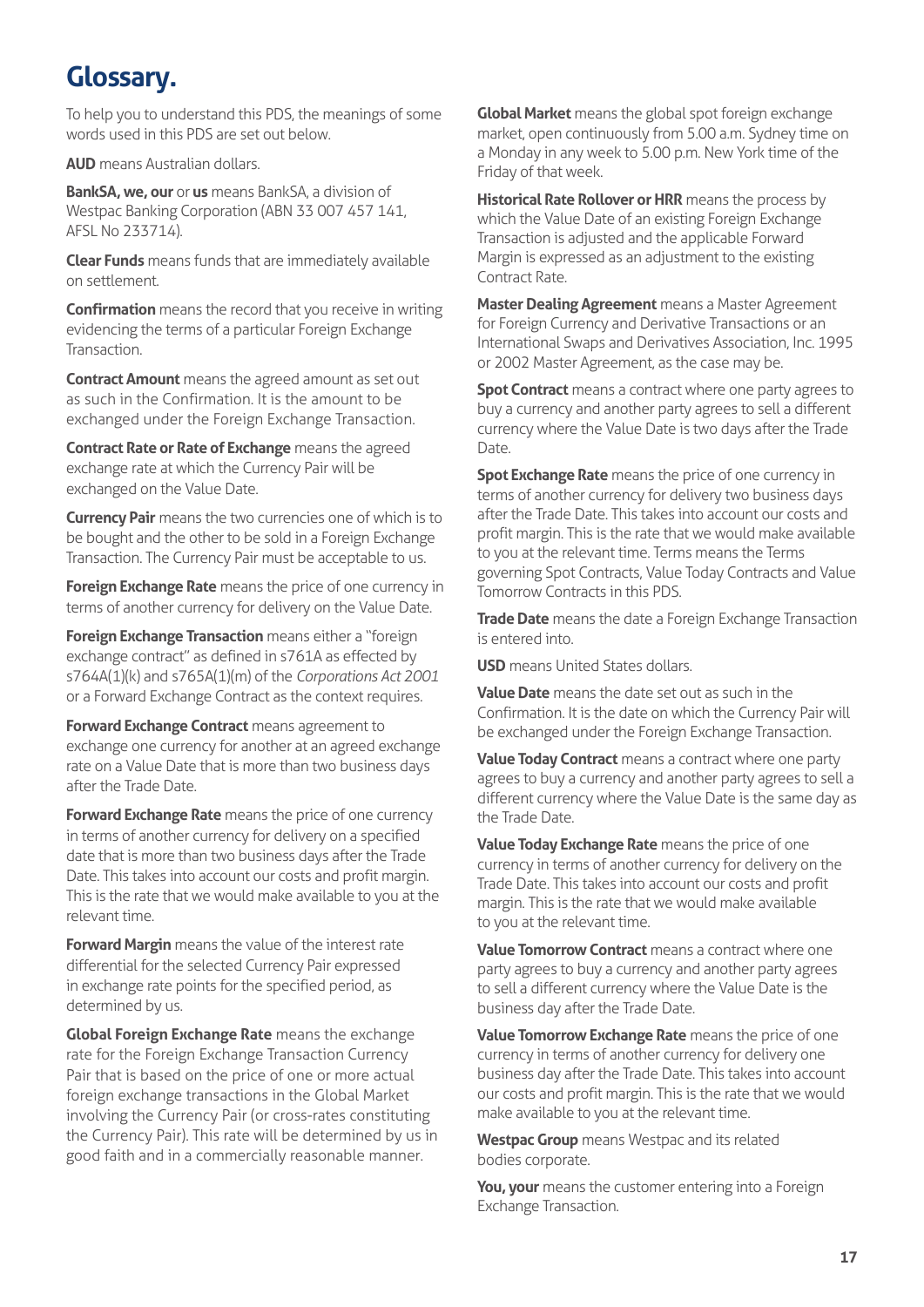# Glossary.

To help you to understand this PDS, the meanings of some words used in this PDS are set out below.

**AUD** means Australian dollars.

**BankSA, we, our** or **us** means BankSA, a division of Westpac Banking Corporation (ABN 33 007 457 141, AFSL No 233714).

**Clear Funds** means funds that are immediately available on settlement.

**Confirmation** means the record that you receive in writing evidencing the terms of a particular Foreign Exchange Transaction.

**Contract Amount** means the agreed amount as set out as such in the Confirmation. It is the amount to be exchanged under the Foreign Exchange Transaction.

**Contract Rate or Rate of Exchange** means the agreed exchange rate at which the Currency Pair will be exchanged on the Value Date.

**Currency Pair** means the two currencies one of which is to be bought and the other to be sold in a Foreign Exchange Transaction. The Currency Pair must be acceptable to us.

**Foreign Exchange Rate** means the price of one currency in terms of another currency for delivery on the Value Date.

**Foreign Exchange Transaction** means either a "foreign exchange contract" as defined in s761A as effected by s764A(1)(k) and s765A(1)(m) of the *Corporations Act 2001* or a Forward Exchange Contract as the context requires.

**Forward Exchange Contract** means agreement to exchange one currency for another at an agreed exchange rate on a Value Date that is more than two business days after the Trade Date.

**Forward Exchange Rate** means the price of one currency in terms of another currency for delivery on a specified date that is more than two business days after the Trade Date. This takes into account our costs and profit margin. This is the rate that we would make available to you at the relevant time.

**Forward Margin** means the value of the interest rate differential for the selected Currency Pair expressed in exchange rate points for the specified period, as determined by us.

**Global Foreign Exchange Rate** means the exchange rate for the Foreign Exchange Transaction Currency Pair that is based on the price of one or more actual foreign exchange transactions in the Global Market involving the Currency Pair (or cross-rates constituting the Currency Pair). This rate will be determined by us in good faith and in a commercially reasonable manner.

**Global Market** means the global spot foreign exchange market, open continuously from 5.00 a.m. Sydney time on a Monday in any week to 5.00 p.m. New York time of the Friday of that week.

**Historical Rate Rollover or HRR** means the process by which the Value Date of an existing Foreign Exchange Transaction is adjusted and the applicable Forward Margin is expressed as an adjustment to the existing Contract Rate.

**Master Dealing Agreement** means a Master Agreement for Foreign Currency and Derivative Transactions or an International Swaps and Derivatives Association, Inc. 1995 or 2002 Master Agreement, as the case may be.

**Spot Contract** means a contract where one party agrees to buy a currency and another party agrees to sell a different currency where the Value Date is two days after the Trade Date.

**Spot Exchange Rate** means the price of one currency in terms of another currency for delivery two business days after the Trade Date. This takes into account our costs and profit margin. This is the rate that we would make available to you at the relevant time. Terms means the Terms governing Spot Contracts, Value Today Contracts and Value Tomorrow Contracts in this PDS.

**Trade Date** means the date a Foreign Exchange Transaction is entered into.

**USD** means United States dollars.

**Value Date** means the date set out as such in the Confirmation. It is the date on which the Currency Pair will be exchanged under the Foreign Exchange Transaction.

**Value Today Contract** means a contract where one party agrees to buy a currency and another party agrees to sell a different currency where the Value Date is the same day as the Trade Date.

**Value Today Exchange Rate** means the price of one currency in terms of another currency for delivery on the Trade Date. This takes into account our costs and profit margin. This is the rate that we would make available to you at the relevant time.

**Value Tomorrow Contract** means a contract where one party agrees to buy a currency and another party agrees to sell a different currency where the Value Date is the business day after the Trade Date.

**Value Tomorrow Exchange Rate** means the price of one currency in terms of another currency for delivery one business day after the Trade Date. This takes into account our costs and profit margin. This is the rate that we would make available to you at the relevant time.

**Westpac Group** means Westpac and its related bodies corporate.

**You, your** means the customer entering into a Foreign Exchange Transaction.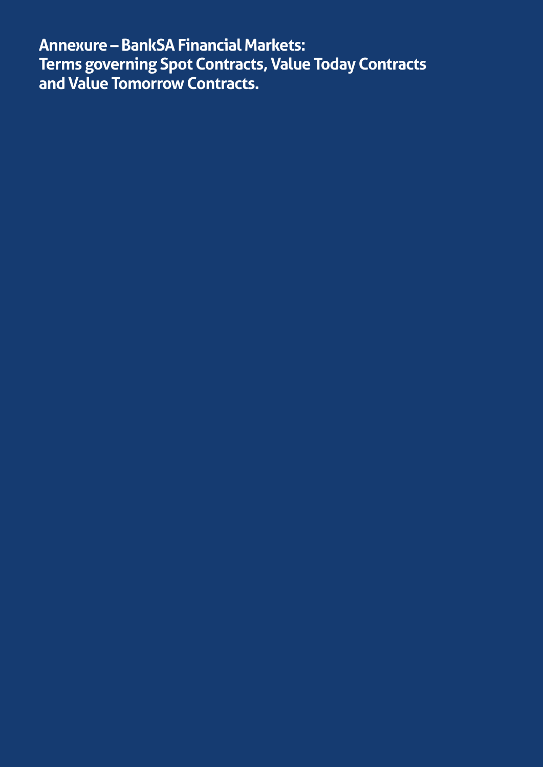# Annexure – BankSA Financial Markets: Terms governing Spot Contracts, Value Today Contracts and Value Tomorrow Contracts.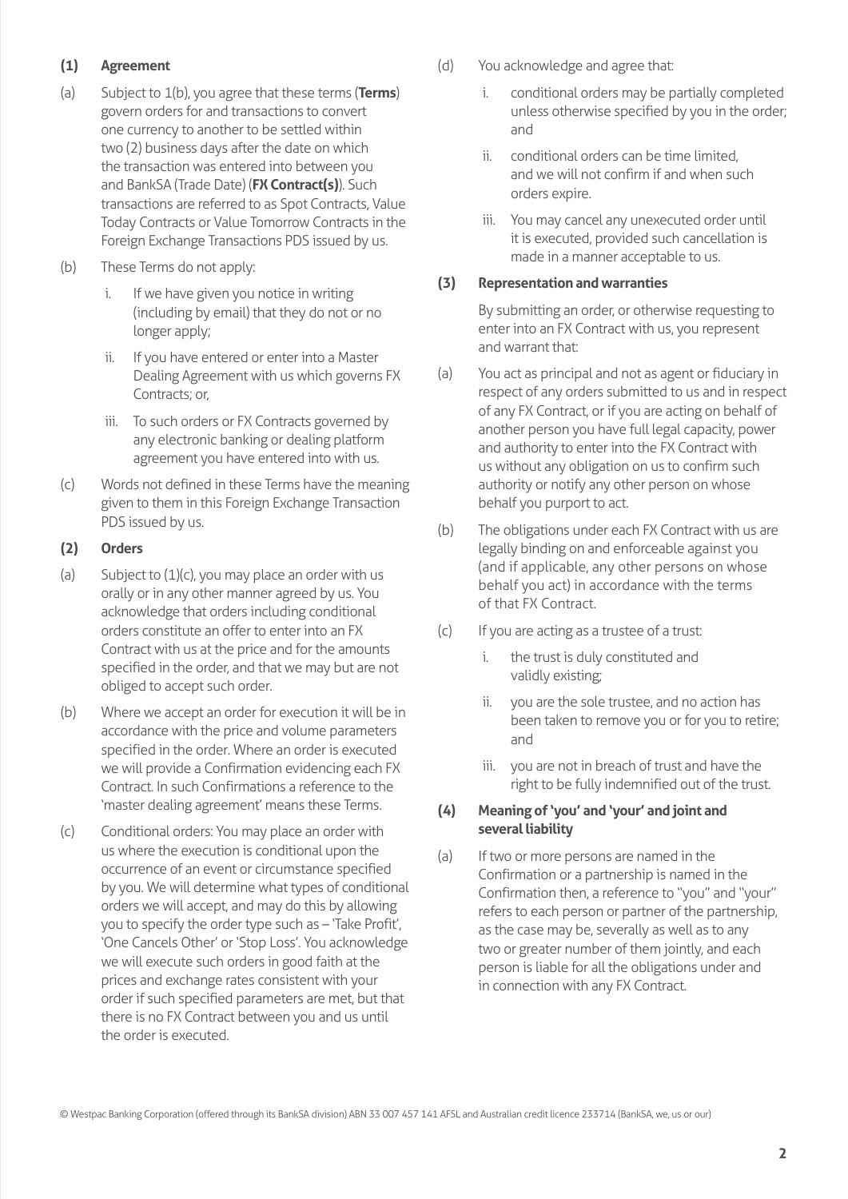**(1) Agreement**

(a) Subject to 1(b), you agree that these terms (**Terms**) govern orders for and transactions to convert one currency to another to be settled within two (2) business days after the date on which the transaction was entered into between you and BankSA (Trade Date) (**FX Contract(s)**). Such transactions are referred to as Spot Contracts, Value Today Contracts or Value Tomorrow Contracts in the Foreign Exchange Transactions PDS issued by us.

(b) These Terms do not apply:

i. If we have given you notice in writing (including by email) that they do not or no longer apply;

ii. If you have entered or enter into a Master Dealing Agreement with us which governs FX Contracts; or,

iii. To such orders or FX Contracts governed by any electronic banking or dealing platform agreement you have entered into with us.

(c) Words not defined in these Terms have the meaning given to them in this Foreign Exchange Transaction PDS issued by us.

**(2) Orders**

(a) Subject to (1)(c), you may place an order with us orally or in any other manner agreed by us. You acknowledge that orders including conditional orders constitute an offer to enter into an FX Contract with us at the price and for the amounts specified in the order, and that we may but are not obliged to accept such order.

(b) Where we accept an order for execution it will be in accordance with the price and volume parameters specified in the order. Where an order is executed we will provide a Confirmation evidencing each FX Contract. In such Confirmations a reference to the 'master dealing agreement' means these Terms.

(c) Conditional orders: You may place an order with us where the execution is conditional upon the occurrence of an event or circumstance specified by you. We will determine what types of conditional orders we will accept, and may do this by allowing you to specify the order type such as – 'Take Profit', 'One Cancels Other' or 'Stop Loss'. You acknowledge we will execute such orders in good faith at the prices and exchange rates consistent with your order if such specified parameters are met, but that there is no FX Contract between you and us until the order is executed.

(d) You acknowledge and agree that:

i. conditional orders may be partially completed unless otherwise specified by you in the order; and

ii. conditional orders can be time limited, and we will not confirm if and when such orders expire.

iii. You may cancel any unexecuted order until it is executed, provided such cancellation is made in a manner acceptable to us.

**(3) Representation and warranties**

By submitting an order, or otherwise requesting to enter into an FX Contract with us, you represent and warrant that:

(a) You act as principal and not as agent or fiduciary in respect of any orders submitted to us and in respect of any FX Contract, or if you are acting on behalf of another person you have full legal capacity, power and authority to enter into the FX Contract with us without any obligation on us to confirm such authority or notify any other person on whose behalf you purport to act.

(b) The obligations under each FX Contract with us are legally binding on and enforceable against you (and if applicable, any other persons on whose behalf you act) in accordance with the terms of that FX Contract.

(c) If you are acting as a trustee of a trust:

i. the trust is duly constituted and validly existing;

ii. you are the sole trustee, and no action has been taken to remove you or for you to retire; and

iii. you are not in breach of trust and have the right to be fully indemnified out of the trust.

**(4) Meaning of 'you' and 'your' and joint and several liability**

(a) If two or more persons are named in the Confirmation or a partnership is named in the Confirmation then, a reference to "you" and "your" refers to each person or partner of the partnership, as the case may be, severally as well as to any two or greater number of them jointly, and each person is liable for all the obligations under and in connection with any FX Contract.

© Westpac Banking Corporation (offered through its BankSA division) ABN 33 007 457 141 AFSL and Australian credit licence 233714 (BankSA, we, us or our)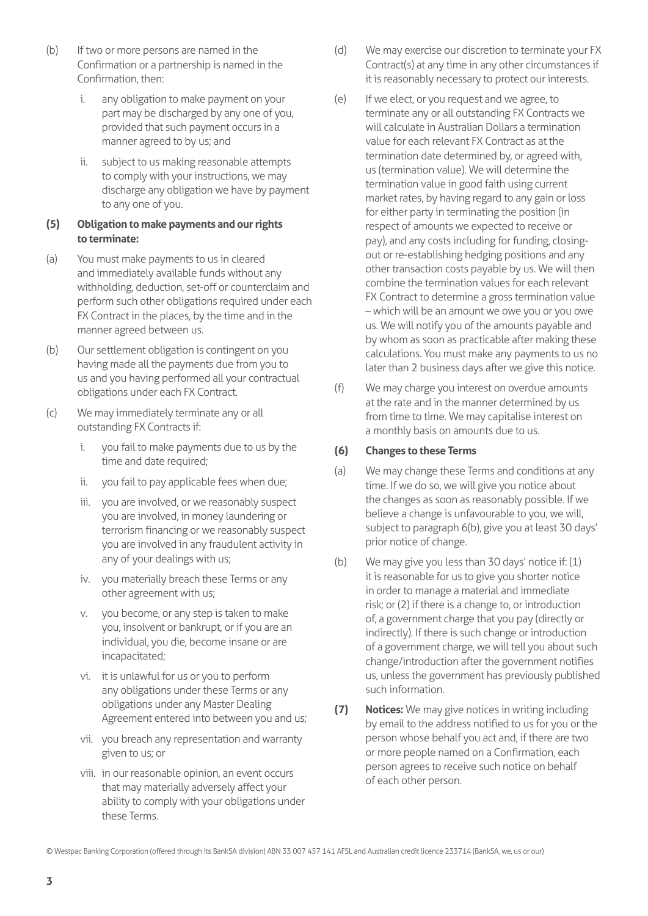(b) If two or more persons are named in the Confirmation or a partnership is named in the Confirmation, then:

   i. any obligation to make payment on your part may be discharged by any one of you, provided that such payment occurs in a manner agreed to by us; and

   ii. subject to us making reasonable attempts to comply with your instructions, we may discharge any obligation we have by payment to any one of you.

**(5) Obligation to make payments and our rights to terminate:**

(a) You must make payments to us in cleared and immediately available funds without any withholding, deduction, set-off or counterclaim and perform such other obligations required under each FX Contract in the places, by the time and in the manner agreed between us.

(b) Our settlement obligation is contingent on you having made all the payments due from you to us and you having performed all your contractual obligations under each FX Contract.

(c) We may immediately terminate any or all outstanding FX Contracts if:

   i. you fail to make payments due to us by the time and date required;

   ii. you fail to pay applicable fees when due;

   iii. you are involved, or we reasonably suspect you are involved, in money laundering or terrorism financing or we reasonably suspect you are involved in any fraudulent activity in any of your dealings with us;

   iv. you materially breach these Terms or any other agreement with us;

   v. you become, or any step is taken to make you, insolvent or bankrupt, or if you are an individual, you die, become insane or are incapacitated;

   vi. it is unlawful for us or you to perform any obligations under these Terms or any obligations under any Master Dealing Agreement entered into between you and us;

   vii. you breach any representation and warranty given to us; or

   viii. in our reasonable opinion, an event occurs that may materially adversely affect your ability to comply with your obligations under these Terms.

(d) We may exercise our discretion to terminate your FX Contract(s) at any time in any other circumstances if it is reasonably necessary to protect our interests.

(e) If we elect, or you request and we agree, to terminate any or all outstanding FX Contracts we will calculate in Australian Dollars a termination value for each relevant FX Contract as at the termination date determined by, or agreed with, us (termination value). We will determine the termination value in good faith using current market rates, by having regard to any gain or loss for either party in terminating the position (in respect of amounts we expected to receive or pay), and any costs including for funding, closing-out or re-establishing hedging positions and any other transaction costs payable by us. We will then combine the termination values for each relevant FX Contract to determine a gross termination value – which will be an amount we owe you or you owe us. We will notify you of the amounts payable and by whom as soon as practicable after making these calculations. You must make any payments to us no later than 2 business days after we give this notice.

(f) We may charge you interest on overdue amounts at the rate and in the manner determined by us from time to time. We may capitalise interest on a monthly basis on amounts due to us.

**(6) Changes to these Terms**

(a) We may change these Terms and conditions at any time. If we do so, we will give you notice about the changes as soon as reasonably possible. If we believe a change is unfavourable to you, we will, subject to paragraph 6(b), give you at least 30 days' prior notice of change.

(b) We may give you less than 30 days' notice if: (1) it is reasonable for us to give you shorter notice in order to manage a material and immediate risk; or (2) if there is a change to, or introduction of, a government charge that you pay (directly or indirectly). If there is such change or introduction of a government charge, we will tell you about such change/introduction after the government notifies us, unless the government has previously published such information.

**(7) Notices:** We may give notices in writing including by email to the address notified to us for you or the person whose behalf you act and, if there are two or more people named on a Confirmation, each person agrees to receive such notice on behalf of each other person.

© Westpac Banking Corporation (offered through its BankSA division) ABN 33 007 457 141 AFSL and Australian credit licence 233714 (BankSA, we, us or our)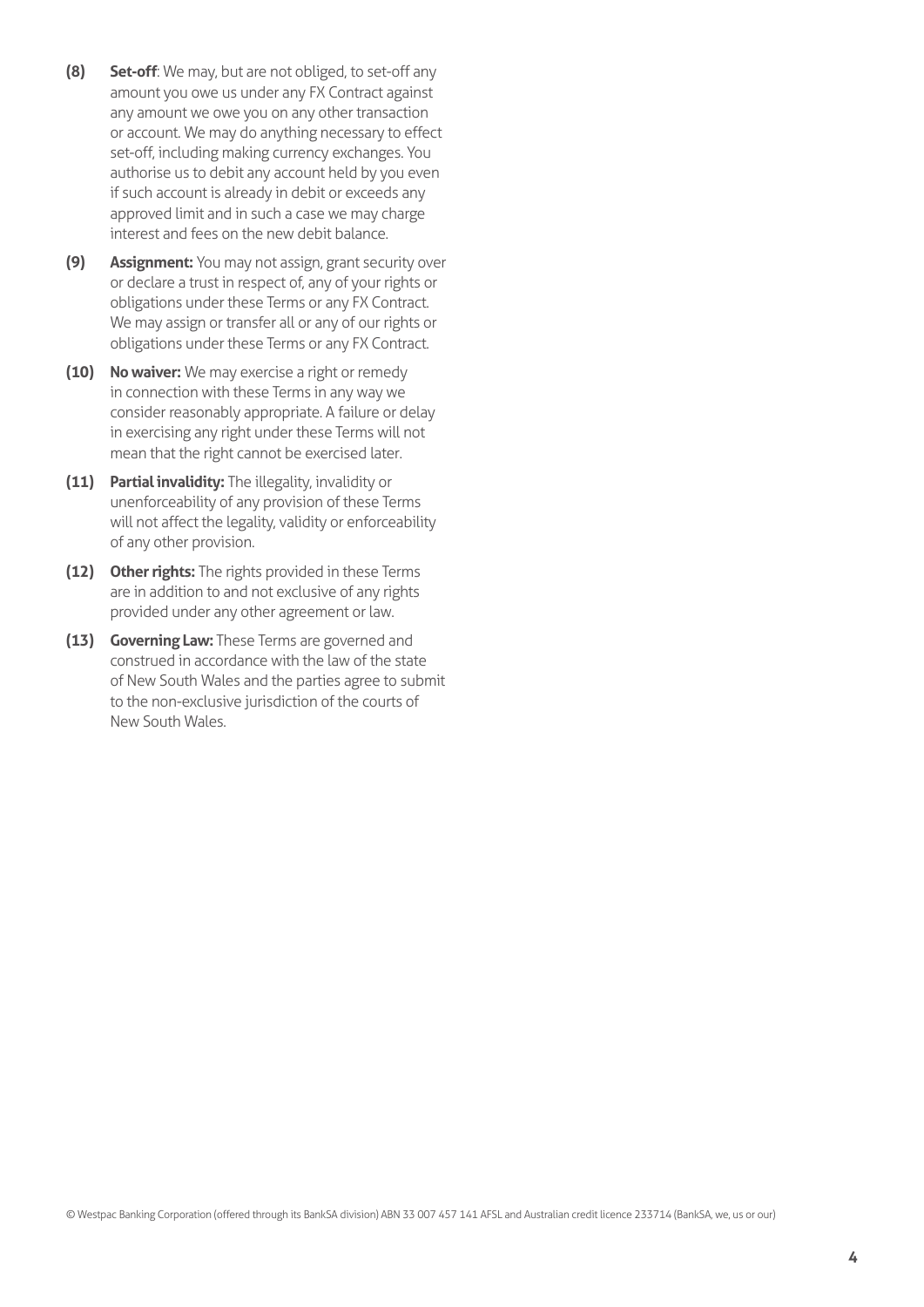**(8) Set-off**: We may, but are not obliged, to set-off any amount you owe us under any FX Contract against any amount we owe you on any other transaction or account. We may do anything necessary to effect set-off, including making currency exchanges. You authorise us to debit any account held by you even if such account is already in debit or exceeds any approved limit and in such a case we may charge interest and fees on the new debit balance.

**(9) Assignment:** You may not assign, grant security over or declare a trust in respect of, any of your rights or obligations under these Terms or any FX Contract. We may assign or transfer all or any of our rights or obligations under these Terms or any FX Contract.

**(10) No waiver:** We may exercise a right or remedy in connection with these Terms in any way we consider reasonably appropriate. A failure or delay in exercising any right under these Terms will not mean that the right cannot be exercised later.

**(11) Partial invalidity:** The illegality, invalidity or unenforceability of any provision of these Terms will not affect the legality, validity or enforceability of any other provision.

**(12) Other rights:** The rights provided in these Terms are in addition to and not exclusive of any rights provided under any other agreement or law.

**(13) Governing Law:** These Terms are governed and construed in accordance with the law of the state of New South Wales and the parties agree to submit to the non-exclusive jurisdiction of the courts of New South Wales.

© Westpac Banking Corporation (offered through its BankSA division) ABN 33 007 457 141 AFSL and Australian credit licence 233714 (BankSA, we, us or our)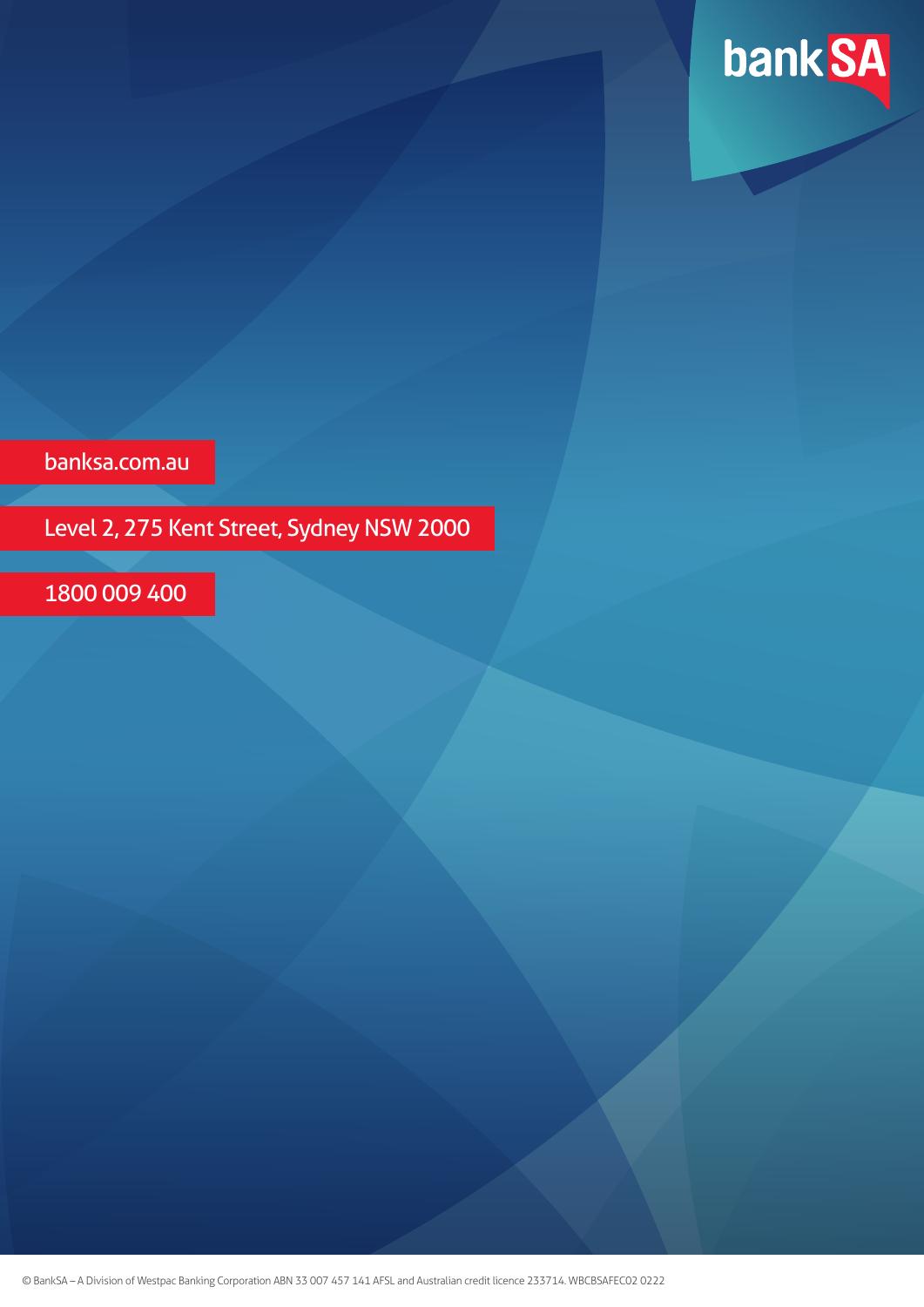bankSA

banksa.com.au

Level 2, 275 Kent Street, Sydney NSW 2000

1800 009 400

© BankSA – A Division of Westpac Banking Corporation ABN 33 007 457 141 AFSL and Australian credit licence 233714. WBCBSAFEC02 0222